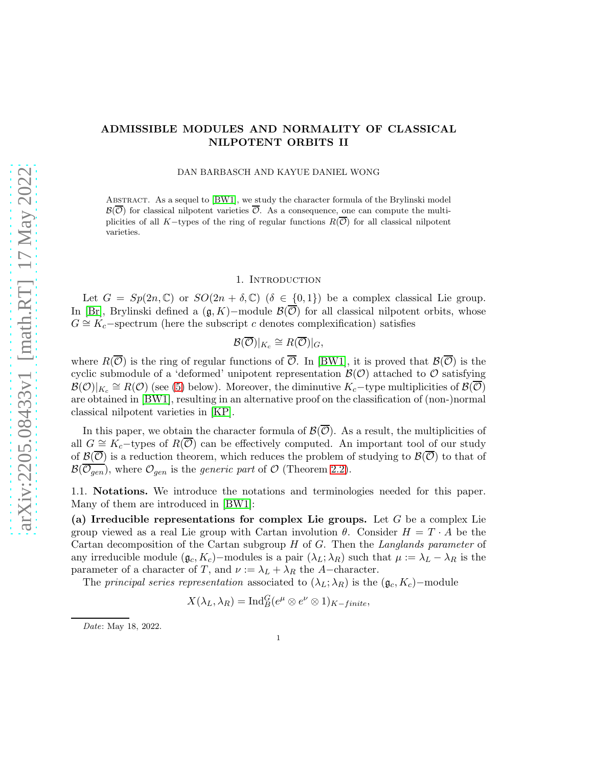# ADMISSIBLE MODULES AND NORMALITY OF CLASSICAL NILPOTENT ORBITS II

DAN BARBASCH AND KAYUE DANIEL WONG

ABSTRACT. As a sequel to [BW1], we study the character formula of the Brylinski model $\mathcal{B}(\overline{\mathcal{O}})$ for classical nilpotent varieties $\overline{\mathcal{O}}$. As a consequence, one can compute the multiplicities of all $K-$types of the ring of regular functions $R(\overline{\mathcal{O}})$ for all classical nilpotent varieties.

## 1. Introduction

Let $G = Sp(2n, \mathbb{C})$ or $SO(2n + \delta, \mathbb{C})$ ($\delta \in \{0, 1\}$) be a complex classical Lie group. In [Br], Brylinski defined a $(\mathfrak{g}, K)-$module $\mathcal{B}(\overline{\mathcal{O}})$ for all classical nilpotent orbits, whose $G \cong K_c-$spectrum (here the subscript $c$ denotes complexification) satisfies

$$\mathcal{B}(\overline{\mathcal{O}})|_{K_c} \cong R(\overline{\mathcal{O}})|_G,$$

where $R(\overline{\mathcal{O}})$ is the ring of regular functions of $\overline{\mathcal{O}}$. In [BW1], it is proved that $\mathcal{B}(\overline{\mathcal{O}})$ is the cyclic submodule of a 'deformed' unipotent representation $\mathcal{B}(\mathcal{O})$ attached to $\mathcal{O}$ satisfying $\mathcal{B}(\mathcal{O})|_{K_c} \cong R(\mathcal{O})$ (see (5) below). Moreover, the diminutive $K_c-$type multiplicities of $\mathcal{B}(\overline{\mathcal{O}})$ are obtained in [BW1], resulting in an alternative proof on the classification of (non-)normal classical nilpotent varieties in [KP].

In this paper, we obtain the character formula of $\mathcal{B}(\overline{\mathcal{O}})$. As a result, the multiplicities of all $G \cong K_c-$types of $R(\overline{\mathcal{O}})$ can be effectively computed. An important tool of our study of $\mathcal{B}(\overline{\mathcal{O}})$ is a reduction theorem, which reduces the problem of studying to $\mathcal{B}(\overline{\mathcal{O}})$ to that of $\mathcal{B}(\overline{\mathcal{O}_{gen}})$, where $\mathcal{O}_{gen}$ is the *generic part* of $\mathcal{O}$ (Theorem 2.2).

1.1. **Notations.** We introduce the notations and terminologies needed for this paper. Many of them are introduced in [BW1]:

**(a) Irreducible representations for complex Lie groups.** Let $G$ be a complex Lie group viewed as a real Lie group with Cartan involution $\theta$. Consider $H = T \cdot A$ be the Cartan decomposition of the Cartan subgroup $H$ of $G$. Then the *Langlands parameter* of any irreducible module $(\mathfrak{g}_c, K_c)-$modules is a pair $(\lambda_L; \lambda_R)$ such that $\mu := \lambda_L - \lambda_R$ is the parameter of a character of $T$, and $\nu := \lambda_L + \lambda_R$ the $A-$character.

The *principal series representation* associated to $(\lambda_L; \lambda_R)$ is the $(\mathfrak{g}_c, K_c)-$module

$$X(\lambda_L, \lambda_R) = \text{Ind}_B^G(e^\mu \otimes e^\nu \otimes 1)_{K-finite},$$

*Date*: May 18, 2022.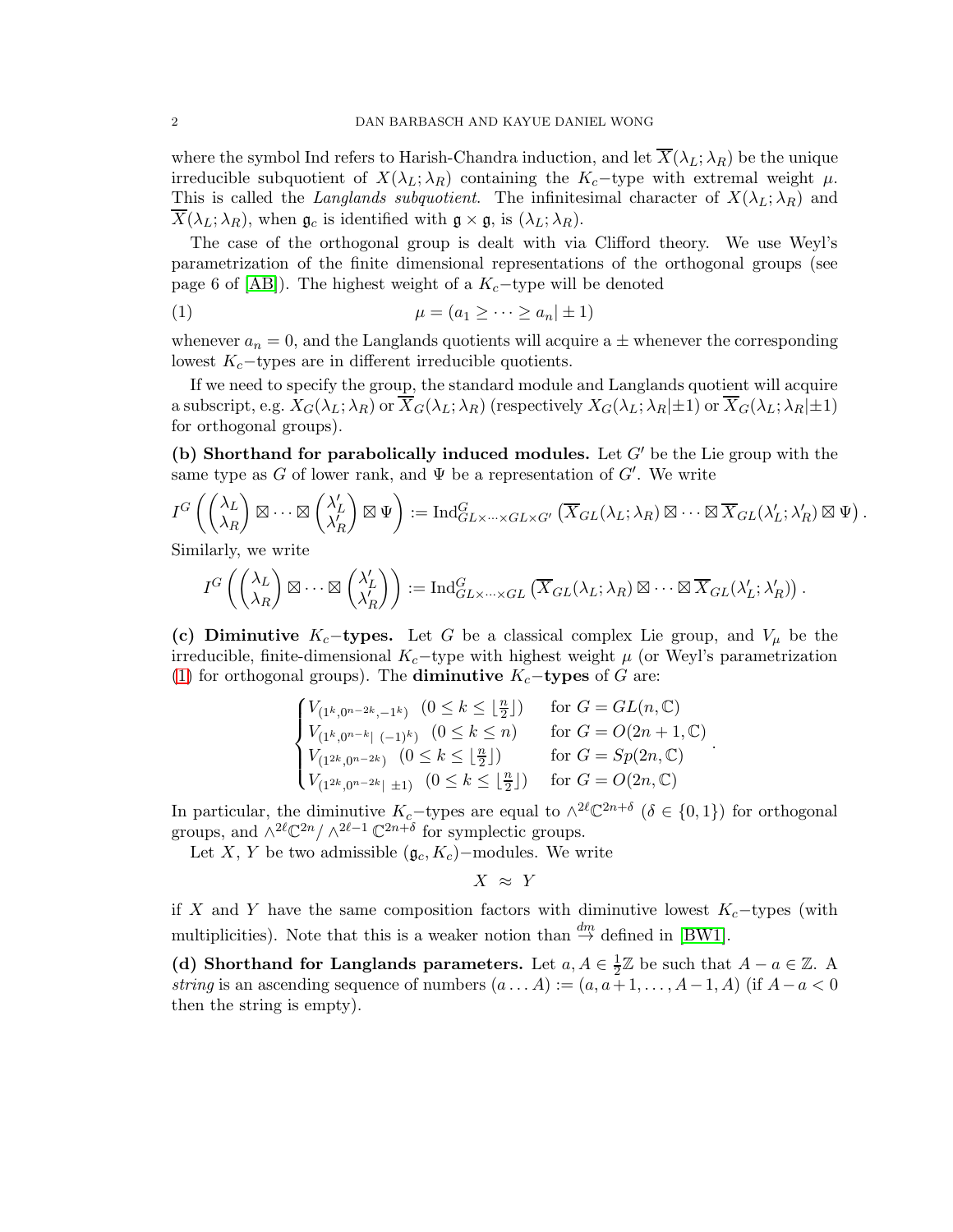where the symbol Ind refers to Harish-Chandra induction, and let $\overline{X}(\lambda_L;\lambda_R)$ be the unique irreducible subquotient of $X(\lambda_L;\lambda_R)$ containing the $K_c-$type with extremal weight $\mu$. This is called the *Langlands subquotient*. The infinitesimal character of $X(\lambda_L;\lambda_R)$ and $\overline{X}(\lambda_L;\lambda_R)$, when $\mathfrak{g}_c$ is identified with $\mathfrak{g}\times\mathfrak{g}$, is $(\lambda_L;\lambda_R)$.

The case of the orthogonal group is dealt with via Clifford theory. We use Weyl's parametrization of the finite dimensional representations of the orthogonal groups (see page 6 of [AB]). The highest weight of a $K_c-$type will be denoted

$$\mu = (a_1 \geq \cdots \geq a_n | \pm 1) \tag{1}$$

whenever $a_n = 0$, and the Langlands quotients will acquire a $\pm$ whenever the corresponding lowest $K_c-$types are in different irreducible quotients.

If we need to specify the group, the standard module and Langlands quotient will acquire a subscript, e.g. $X_G(\lambda_L;\lambda_R)$ or $\overline{X}_G(\lambda_L;\lambda_R)$ (respectively $X_G(\lambda_L;\lambda_R|\pm1)$ or $\overline{X}_G(\lambda_L;\lambda_R|\pm1)$ for orthogonal groups).

**(b) Shorthand for parabolically induced modules.** Let $G'$ be the Lie group with the same type as $G$ of lower rank, and $\Psi$ be a representation of $G'$. We write

$$I^G\left(\begin{pmatrix}\lambda_L\\ \lambda_R\end{pmatrix}\boxtimes\cdots\boxtimes\begin{pmatrix}\lambda_L'\\ \lambda_R'\end{pmatrix}\boxtimes\Psi\right) := \mathrm{Ind}_{GL\times\cdots\times GL\times G'}^G\left(\overline{X}_{GL}(\lambda_L;\lambda_R)\boxtimes\cdots\boxtimes\overline{X}_{GL}(\lambda_L';\lambda_R')\boxtimes\Psi\right).$$

Similarly, we write

$$I^G\left(\begin{pmatrix}\lambda_L\\ \lambda_R\end{pmatrix}\boxtimes\cdots\boxtimes\begin{pmatrix}\lambda_L'\\ \lambda_R'\end{pmatrix}\right) := \mathrm{Ind}_{GL\times\cdots\times GL}^G\left(\overline{X}_{GL}(\lambda_L;\lambda_R)\boxtimes\cdots\boxtimes\overline{X}_{GL}(\lambda_L';\lambda_R')\right).$$

**(c) Diminutive $K_c-$types.** Let $G$ be a classical complex Lie group, and $V_\mu$ be the irreducible, finite-dimensional $K_c-$type with highest weight $\mu$ (or Weyl's parametrization (1) for orthogonal groups). The **diminutive $K_c-$types** of $G$ are:

$$\begin{cases} V_{(1^k,0^{n-2k},-1^k)} \quad (0\leq k\leq \lfloor\frac{n}{2}\rfloor) & \text{for } G = GL(n,\mathbb{C}) \\ V_{(1^k,0^{n-k}|\ (-1)^k)} \quad (0\leq k\leq n) & \text{for } G = O(2n+1,\mathbb{C}) \\ V_{(1^{2k},0^{n-2k})} \quad (0\leq k\leq \lfloor\frac{n}{2}\rfloor) & \text{for } G = Sp(2n,\mathbb{C}) \\ V_{(1^{2k},0^{n-2k}|\ \pm1)} \quad (0\leq k\leq \lfloor\frac{n}{2}\rfloor) & \text{for } G = O(2n,\mathbb{C}) \end{cases}.$$

In particular, the diminutive $K_c-$types are equal to $\wedge^{2\ell}\mathbb{C}^{2n+\delta}$ ($\delta\in\{0,1\}$) for orthogonal groups, and $\wedge^{2\ell}\mathbb{C}^{2n}/\wedge^{2\ell-1}\mathbb{C}^{2n+\delta}$ for symplectic groups.

Let $X$, $Y$ be two admissible $(\mathfrak{g}_c,K_c)-$modules. We write

$$X \ \approx\ Y$$

if $X$ and $Y$ have the same composition factors with diminutive lowest $K_c-$types (with multiplicities). Note that this is a weaker notion than $\stackrel{dm}{\to}$ defined in [BW1].

**(d) Shorthand for Langlands parameters.** Let $a, A\in\frac{1}{2}\mathbb{Z}$ be such that $A-a\in\mathbb{Z}$. A *string* is an ascending sequence of numbers $(a\dots A) := (a, a+1,\dots,A-1,A)$ (if $A-a<0$ then the string is empty).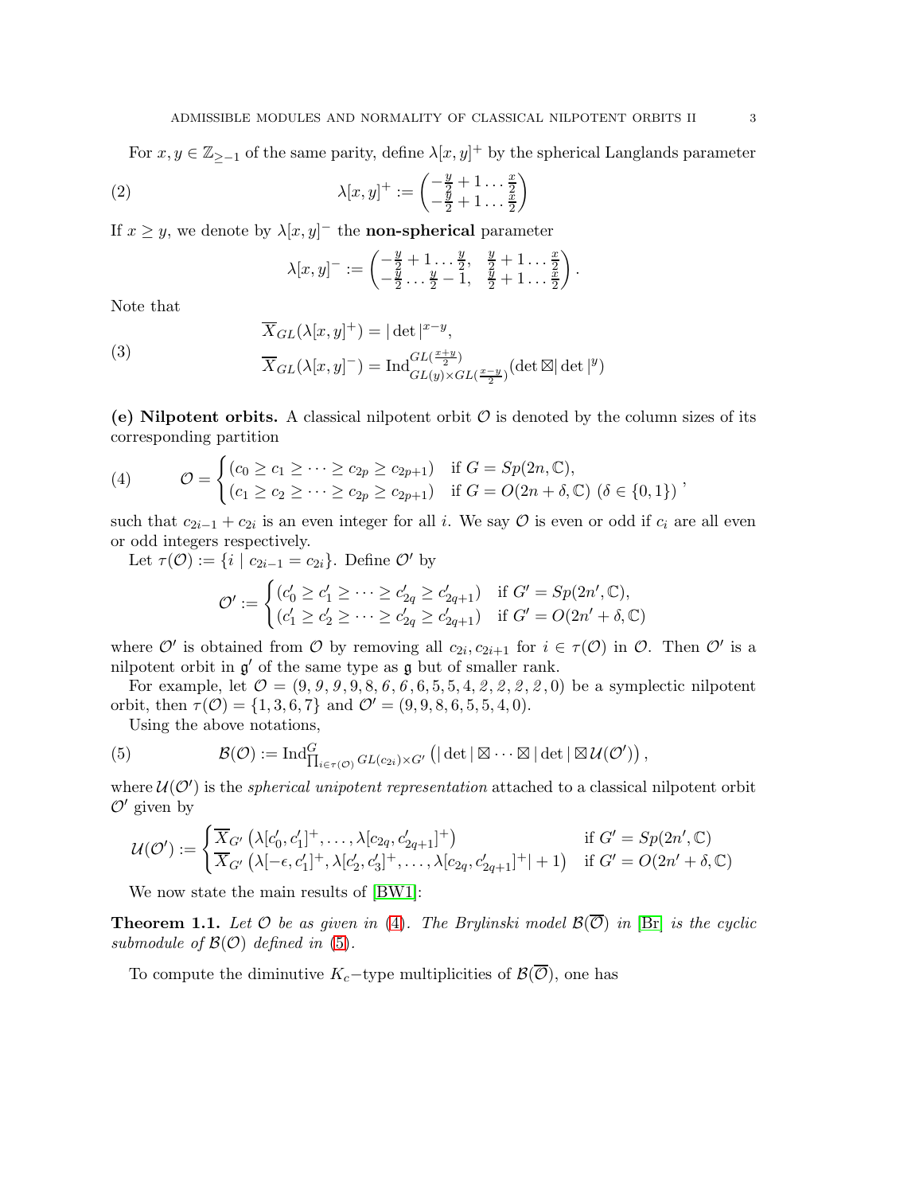For $x, y \in \mathbb{Z}_{\geq -1}$ of the same parity, define $\lambda[x,y]^+$ by the spherical Langlands parameter

$$\lambda[x,y]^+ := \begin{pmatrix} -\frac{y}{2}+1 \dots \frac{x}{2} \\ -\frac{y}{2}+1 \dots \frac{x}{2} \end{pmatrix} \tag{2}$$

If $x \geq y$, we denote by $\lambda[x,y]^-$ the **non-spherical** parameter

$$\lambda[x,y]^- := \begin{pmatrix} -\frac{y}{2}+1 \dots \frac{y}{2}, & \frac{y}{2}+1 \dots \frac{x}{2} \\ -\frac{y}{2} \dots \frac{y}{2}-1, & \frac{y}{2}+1 \dots \frac{x}{2} \end{pmatrix}.$$

Note that

$$\begin{aligned} \overline{X}_{GL}(\lambda[x,y]^+) &= |\det|^{x-y}, \\ \overline{X}_{GL}(\lambda[x,y]^-) &= \mathrm{Ind}_{GL(y)\times GL(\frac{x-y}{2})}^{GL(\frac{x+y}{2})}(\det \boxtimes |\det|^y) \end{aligned} \tag{3}$$

**(e) Nilpotent orbits.** A classical nilpotent orbit $\mathcal{O}$ is denoted by the column sizes of its corresponding partition

$$\mathcal{O} = \begin{cases} (c_0 \geq c_1 \geq \cdots \geq c_{2p} \geq c_{2p+1}) & \text{if } G = Sp(2n,\mathbb{C}), \\ (c_1 \geq c_2 \geq \cdots \geq c_{2p} \geq c_{2p+1}) & \text{if } G = O(2n+\delta,\mathbb{C}) \ (\delta \in \{0,1\}) \end{cases}, \tag{4}$$

such that $c_{2i-1} + c_{2i}$ is an even integer for all $i$. We say $\mathcal{O}$ is even or odd if $c_i$ are all even or odd integers respectively.

Let $\tau(\mathcal{O}) := \{i \mid c_{2i-1} = c_{2i}\}$. Define $\mathcal{O}'$ by

$$\mathcal{O}' := \begin{cases} (c_0' \geq c_1' \geq \cdots \geq c_{2q}' \geq c_{2q+1}') & \text{if } G' = Sp(2n',\mathbb{C}), \\ (c_1' \geq c_2' \geq \cdots \geq c_{2q}' \geq c_{2q+1}') & \text{if } G' = O(2n'+\delta,\mathbb{C}) \end{cases}$$

where $\mathcal{O}'$ is obtained from $\mathcal{O}$ by removing all $c_{2i}, c_{2i+1}$ for $i \in \tau(\mathcal{O})$ in $\mathcal{O}$. Then $\mathcal{O}'$ is a nilpotent orbit in $\mathfrak{g}'$ of the same type as $\mathfrak{g}$ but of smaller rank.

For example, let $\mathcal{O} = (9, \mathit{9}, \mathit{9}, 9, 8, \mathit{6}, \mathit{6}, 6, 5, 5, 4, \mathit{2}, \mathit{2}, \mathit{2}, \mathit{2}, 0)$ be a symplectic nilpotent orbit, then $\tau(\mathcal{O}) = \{1, 3, 6, 7\}$ and $\mathcal{O}' = (9, 9, 8, 6, 5, 5, 4, 0)$.

Using the above notations,

$$\mathcal{B}(\mathcal{O}) := \mathrm{Ind}_{\prod_{i\in\tau(\mathcal{O})} GL(c_{2i})\times G'}^{G} \left(|\det| \boxtimes \cdots \boxtimes |\det| \boxtimes \mathcal{U}(\mathcal{O}')\right), \tag{5}$$

where $\mathcal{U}(\mathcal{O}')$ is the *spherical unipotent representation* attached to a classical nilpotent orbit $\mathcal{O}'$ given by

$$\mathcal{U}(\mathcal{O}') := \begin{cases} \overline{X}_{G'}\left(\lambda[c_0', c_1']^+, \dots, \lambda[c_{2q}, c_{2q+1}']^+\right) & \text{if } G' = Sp(2n',\mathbb{C}) \\ \overline{X}_{G'}\left(\lambda[-\epsilon, c_1']^+, \lambda[c_2', c_3']^+, \dots, \lambda[c_{2q}, c_{2q+1}']^+ | + 1\right) & \text{if } G' = O(2n'+\delta,\mathbb{C}) \end{cases}$$

We now state the main results of [BW1]:

**Theorem 1.1.** *Let $\mathcal{O}$ be as given in (4). The Brylinski model $\mathcal{B}(\overline{\mathcal{O}})$ in [Br] is the cyclic submodule of $\mathcal{B}(\mathcal{O})$ defined in (5).*

To compute the diminutive $K_c$−type multiplicities of $\mathcal{B}(\overline{\mathcal{O}})$, one has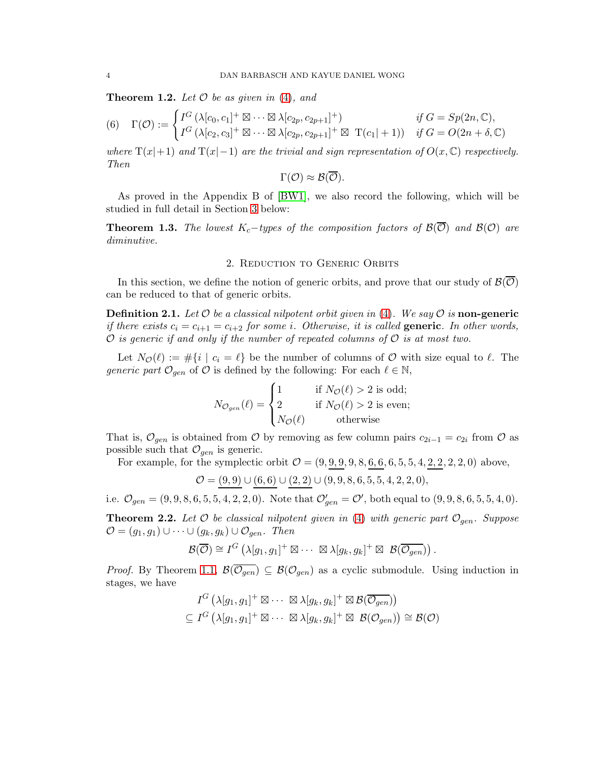**Theorem 1.2.** *Let $\mathcal{O}$ be as given in (4), and*

$$\Gamma(\mathcal{O}) := \begin{cases} I^G\left(\lambda[c_0,c_1]^+ \boxtimes \cdots \boxtimes \lambda[c_{2p},c_{2p+1}]^+\right) & \text{if } G = Sp(2n,\mathbb{C}), \\ I^G\left(\lambda[c_2,c_3]^+ \boxtimes \cdots \boxtimes \lambda[c_{2p},c_{2p+1}]^+ \boxtimes\ \mathrm{T}(c_1|+1)\right) & \text{if } G = O(2n+\delta,\mathbb{C}) \end{cases} \tag{6}$$

*where $\mathrm{T}(x|+1)$ and $\mathrm{T}(x|-1)$ are the trivial and sign representation of $O(x,\mathbb{C})$ respectively. Then*

$$\Gamma(\mathcal{O}) \approx \mathcal{B}(\overline{\mathcal{O}}).$$

As proved in the Appendix B of [BW1], we also record the following, which will be studied in full detail in Section 3 below:

**Theorem 1.3.** *The lowest $K_c-$types of the composition factors of $\mathcal{B}(\overline{\mathcal{O}})$ and $\mathcal{B}(\mathcal{O})$ are diminutive.*

## 2. Reduction to Generic Orbits

In this section, we define the notion of generic orbits, and prove that our study of $\mathcal{B}(\overline{\mathcal{O}})$ can be reduced to that of generic orbits.

**Definition 2.1.** *Let $\mathcal{O}$ be a classical nilpotent orbit given in (4). We say $\mathcal{O}$ is* **non-generic** *if there exists $c_i = c_{i+1} = c_{i+2}$ for some $i$. Otherwise, it is called* **generic**. *In other words, $\mathcal{O}$ is generic if and only if the number of repeated columns of $\mathcal{O}$ is at most two.*

Let $N_{\mathcal{O}}(\ell) := \#\{i \mid c_i = \ell\}$ be the number of columns of $\mathcal{O}$ with size equal to $\ell$. The *generic part* $\mathcal{O}_{gen}$ of $\mathcal{O}$ is defined by the following: For each $\ell \in \mathbb{N}$,

$$N_{\mathcal{O}_{gen}}(\ell) = \begin{cases} 1 & \text{if } N_{\mathcal{O}}(\ell) > 2 \text{ is odd;} \\ 2 & \text{if } N_{\mathcal{O}}(\ell) > 2 \text{ is even;} \\ N_{\mathcal{O}}(\ell) & \text{otherwise} \end{cases}$$

That is, $\mathcal{O}_{gen}$ is obtained from $\mathcal{O}$ by removing as few column pairs $c_{2i-1} = c_{2i}$ from $\mathcal{O}$ as possible such that $\mathcal{O}_{gen}$ is generic.

For example, for the symplectic orbit $\mathcal{O} = (9, \underline{9,9}, 9, 8, \underline{6,6}, 6, 5, 5, 4, \underline{2,2}, 2, 2, 0)$ above,

$$\mathcal{O} = \underline{(9,9)} \cup \underline{(6,6)} \cup \underline{(2,2)} \cup (9,9,8,6,5,5,4,2,2,0),$$

i.e. $\mathcal{O}_{gen} = (9,9,8,6,5,5,4,2,2,0)$. Note that $\mathcal{O}'_{gen} = \mathcal{O}'$, both equal to $(9,9,8,6,5,5,4,0)$.

**Theorem 2.2.** *Let $\mathcal{O}$ be classical nilpotent given in (4) with generic part $\mathcal{O}_{gen}$. Suppose $\mathcal{O} = (g_1,g_1) \cup \cdots \cup (g_k,g_k) \cup \mathcal{O}_{gen}$. Then*

$$\mathcal{B}(\overline{\mathcal{O}}) \cong I^G\left(\lambda[g_1,g_1]^+ \boxtimes \cdots\ \boxtimes \lambda[g_k,g_k]^+ \boxtimes\ \mathcal{B}(\overline{\mathcal{O}_{gen}})\right).$$

*Proof.* By Theorem 1.1, $\mathcal{B}(\overline{\mathcal{O}_{gen}}) \subseteq \mathcal{B}(\mathcal{O}_{gen})$ as a cyclic submodule. Using induction in stages, we have

$$\begin{aligned} & I^G\left(\lambda[g_1,g_1]^+ \boxtimes \cdots\ \boxtimes \lambda[g_k,g_k]^+ \boxtimes \mathcal{B}(\overline{\mathcal{O}_{gen}})\right) \\ \subseteq\ & I^G\left(\lambda[g_1,g_1]^+ \boxtimes \cdots\ \boxtimes \lambda[g_k,g_k]^+ \boxtimes\ \mathcal{B}(\mathcal{O}_{gen})\right) \cong \mathcal{B}(\mathcal{O}) \end{aligned}$$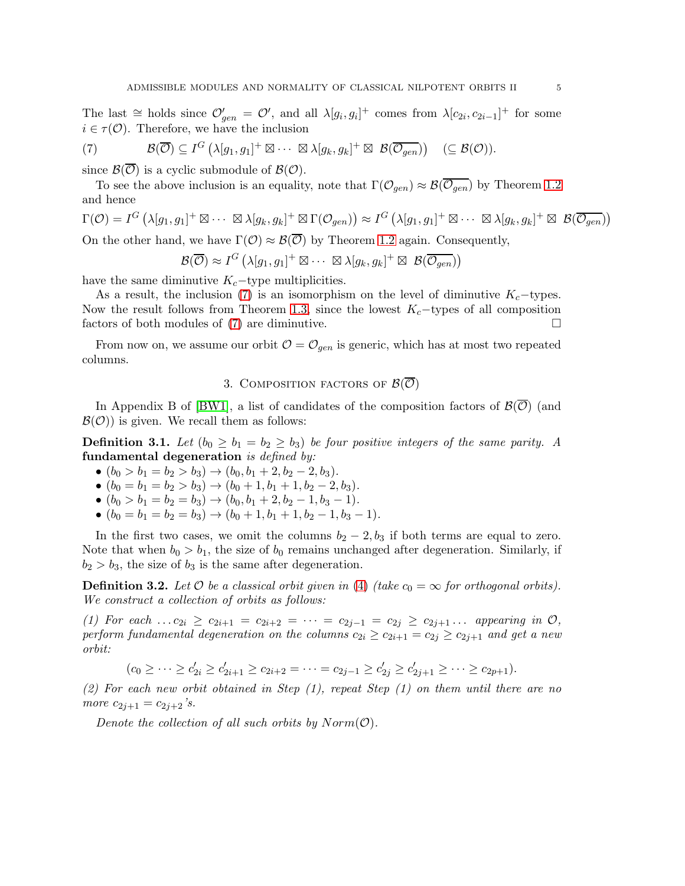The last $\cong$ holds since $\mathcal{O}'_{gen} = \mathcal{O}'$, and all $\lambda[g_i, g_i]^+$ comes from $\lambda[c_{2i}, c_{2i-1}]^+$ for some $i \in \tau(\mathcal{O})$. Therefore, we have the inclusion

$$\mathcal{B}(\overline{\mathcal{O}}) \subseteq I^G\left(\lambda[g_1, g_1]^+ \boxtimes \cdots \boxtimes \lambda[g_k, g_k]^+ \boxtimes \mathcal{B}(\overline{\mathcal{O}_{gen}})\right) \quad (\subseteq \mathcal{B}(\mathcal{O})). \tag{7}$$

since $\mathcal{B}(\overline{\mathcal{O}})$ is a cyclic submodule of $\mathcal{B}(\mathcal{O})$.

To see the above inclusion is an equality, note that $\Gamma(\mathcal{O}_{gen}) \approx \mathcal{B}(\overline{\mathcal{O}_{gen}})$ by Theorem 1.2 and hence

$$\Gamma(\mathcal{O}) = I^G\left(\lambda[g_1, g_1]^+ \boxtimes \cdots \boxtimes \lambda[g_k, g_k]^+ \boxtimes \Gamma(\mathcal{O}_{gen})\right) \approx I^G\left(\lambda[g_1, g_1]^+ \boxtimes \cdots \boxtimes \lambda[g_k, g_k]^+ \boxtimes \mathcal{B}(\overline{\mathcal{O}_{gen}})\right)$$

On the other hand, we have $\Gamma(\mathcal{O}) \approx \mathcal{B}(\overline{\mathcal{O}})$ by Theorem 1.2 again. Consequently,

$$\mathcal{B}(\overline{\mathcal{O}}) \approx I^G\left(\lambda[g_1, g_1]^+ \boxtimes \cdots \boxtimes \lambda[g_k, g_k]^+ \boxtimes \mathcal{B}(\overline{\mathcal{O}_{gen}})\right)$$

have the same diminutive $K_c$−type multiplicities.

As a result, the inclusion (7) is an isomorphism on the level of diminutive $K_c$−types. Now the result follows from Theorem 1.3, since the lowest $K_c$−types of all composition factors of both modules of (7) are diminutive. □

From now on, we assume our orbit $\mathcal{O} = \mathcal{O}_{gen}$ is generic, which has at most two repeated columns.

## 3. Composition factors of $\mathcal{B}(\overline{\mathcal{O}})$

In Appendix B of [BW1], a list of candidates of the composition factors of $\mathcal{B}(\overline{\mathcal{O}})$ (and $\mathcal{B}(\mathcal{O})$) is given. We recall them as follows:

**Definition 3.1.** *Let $(b_0 \geq b_1 = b_2 \geq b_3)$ be four positive integers of the same parity. A* **fundamental degeneration** *is defined by:*

- $(b_0 > b_1 = b_2 > b_3) \to (b_0, b_1 + 2, b_2 - 2, b_3)$.
- $(b_0 = b_1 = b_2 > b_3) \to (b_0 + 1, b_1 + 1, b_2 - 2, b_3)$.
- $(b_0 > b_1 = b_2 = b_3) \to (b_0, b_1 + 2, b_2 - 1, b_3 - 1)$.
- $(b_0 = b_1 = b_2 = b_3) \to (b_0 + 1, b_1 + 1, b_2 - 1, b_3 - 1)$.

In the first two cases, we omit the columns $b_2 - 2, b_3$ if both terms are equal to zero. Note that when $b_0 > b_1$, the size of $b_0$ remains unchanged after degeneration. Similarly, if $b_2 > b_3$, the size of $b_3$ is the same after degeneration.

**Definition 3.2.** *Let $\mathcal{O}$ be a classical orbit given in (4) (take $c_0 = \infty$ for orthogonal orbits). We construct a collection of orbits as follows:*

*(1) For each $\dots c_{2i} \geq c_{2i+1} = c_{2i+2} = \cdots = c_{2j-1} = c_{2j} \geq c_{2j+1} \dots$ appearing in $\mathcal{O}$, perform fundamental degeneration on the columns $c_{2i} \geq c_{2i+1} = c_{2j} \geq c_{2j+1}$ and get a new orbit:*

$$(c_0 \geq \cdots \geq c'_{2i} \geq c'_{2i+1} \geq c_{2i+2} = \cdots = c_{2j-1} \geq c'_{2j} \geq c'_{2j+1} \geq \cdots \geq c_{2p+1}).$$

*(2) For each new orbit obtained in Step (1), repeat Step (1) on them until there are no more $c_{2j+1} = c_{2j+2}$'s.*

*Denote the collection of all such orbits by $Norm(\mathcal{O})$.*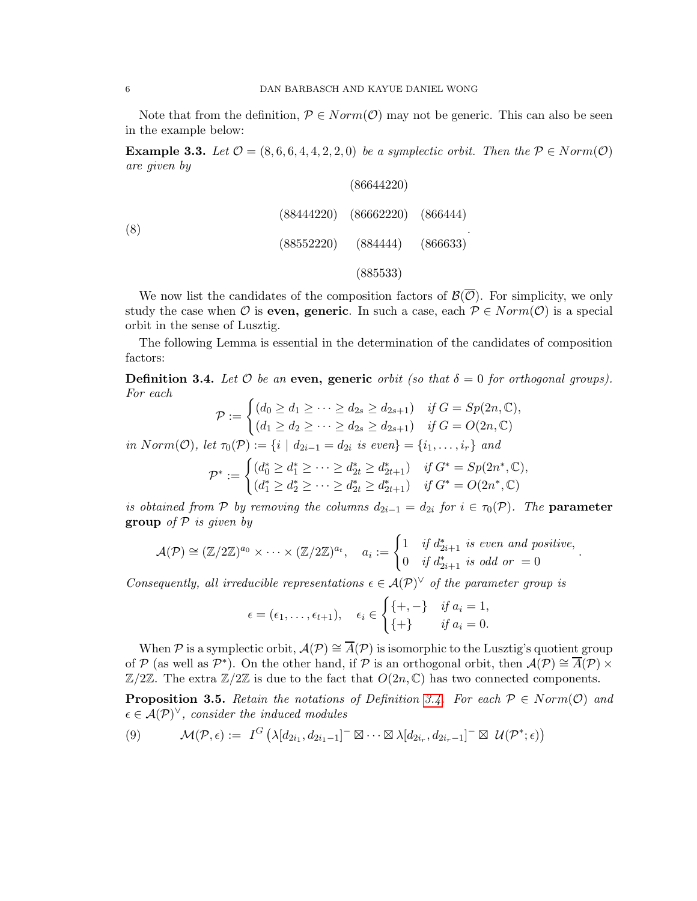Note that from the definition, $\mathcal{P} \in Norm(\mathcal{O})$ may not be generic. This can also be seen in the example below:

**Example 3.3.** *Let $\mathcal{O} = (8,6,6,4,4,2,2,0)$ be a symplectic orbit. Then the $\mathcal{P} \in Norm(\mathcal{O})$ are given by*

$$
\begin{array}{ccc}
 & (86644220) & \\
 & & \\
(88444220) & (86662220) & (866444) \\
 & & \\
(88552220) & (884444) & (866633) \\
 & & \\
 & (885533) & 
\end{array}. \tag{8}
$$

We now list the candidates of the composition factors of $\mathcal{B}(\overline{\mathcal{O}})$. For simplicity, we only study the case when $\mathcal{O}$ is **even, generic**. In such a case, each $\mathcal{P} \in Norm(\mathcal{O})$ is a special orbit in the sense of Lusztig.

The following Lemma is essential in the determination of the candidates of composition factors:

**Definition 3.4.** *Let $\mathcal{O}$ be an* **even, generic** *orbit (so that $\delta = 0$ for orthogonal groups). For each*

$$
\mathcal{P} := \begin{cases} (d_0 \geq d_1 \geq \cdots \geq d_{2s} \geq d_{2s+1}) & \text{if } G = Sp(2n,\mathbb{C}), \\ (d_1 \geq d_2 \geq \cdots \geq d_{2s} \geq d_{2s+1}) & \text{if } G = O(2n,\mathbb{C}) \end{cases}
$$

*in $Norm(\mathcal{O})$, let $\tau_0(\mathcal{P}) := \{i \mid d_{2i-1} = d_{2i} \text{ is even}\} = \{i_1, \ldots, i_r\}$ and*

$$
\mathcal{P}^* := \begin{cases} (d_0^* \geq d_1^* \geq \cdots \geq d_{2t}^* \geq d_{2t+1}^*) & \text{if } G^* = Sp(2n^*,\mathbb{C}), \\ (d_1^* \geq d_2^* \geq \cdots \geq d_{2t}^* \geq d_{2t+1}^*) & \text{if } G^* = O(2n^*,\mathbb{C}) \end{cases}
$$

*is obtained from $\mathcal{P}$ by removing the columns $d_{2i-1} = d_{2i}$ for $i \in \tau_0(\mathcal{P})$. The* **parameter group** *of $\mathcal{P}$ is given by*

$$
\mathcal{A}(\mathcal{P}) \cong (\mathbb{Z}/2\mathbb{Z})^{a_0} \times \cdots \times (\mathbb{Z}/2\mathbb{Z})^{a_t}, \quad a_i := \begin{cases} 1 & \text{if } d_{2i+1}^* \text{ is even and positive}, \\ 0 & \text{if } d_{2i+1}^* \text{ is odd or } = 0 \end{cases}.
$$

*Consequently, all irreducible representations $\epsilon \in \mathcal{A}(\mathcal{P})^\vee$ of the parameter group is*

$$
\epsilon = (\epsilon_1, \ldots, \epsilon_{t+1}), \quad \epsilon_i \in \begin{cases} \{+,-\} & \text{if } a_i = 1, \\ \{+\} & \text{if } a_i = 0. \end{cases}
$$

When $\mathcal{P}$ is a symplectic orbit, $\mathcal{A}(\mathcal{P}) \cong \overline{A}(\mathcal{P})$ is isomorphic to the Lusztig's quotient group of $\mathcal{P}$ (as well as $\mathcal{P}^*$). On the other hand, if $\mathcal{P}$ is an orthogonal orbit, then $\mathcal{A}(\mathcal{P}) \cong \overline{A}(\mathcal{P}) \times \mathbb{Z}/2\mathbb{Z}$. The extra $\mathbb{Z}/2\mathbb{Z}$ is due to the fact that $O(2n,\mathbb{C})$ has two connected components.

**Proposition 3.5.** *Retain the notations of Definition 3.4. For each $\mathcal{P} \in Norm(\mathcal{O})$ and $\epsilon \in \mathcal{A}(\mathcal{P})^\vee$, consider the induced modules*

$$
\mathcal{M}(\mathcal{P},\epsilon) := I^G\left(\lambda[d_{2i_1}, d_{2i_1-1}]^- \boxtimes \cdots \boxtimes \lambda[d_{2i_r}, d_{2i_r-1}]^- \boxtimes \mathcal{U}(\mathcal{P}^*;\epsilon)\right) \tag{9}
$$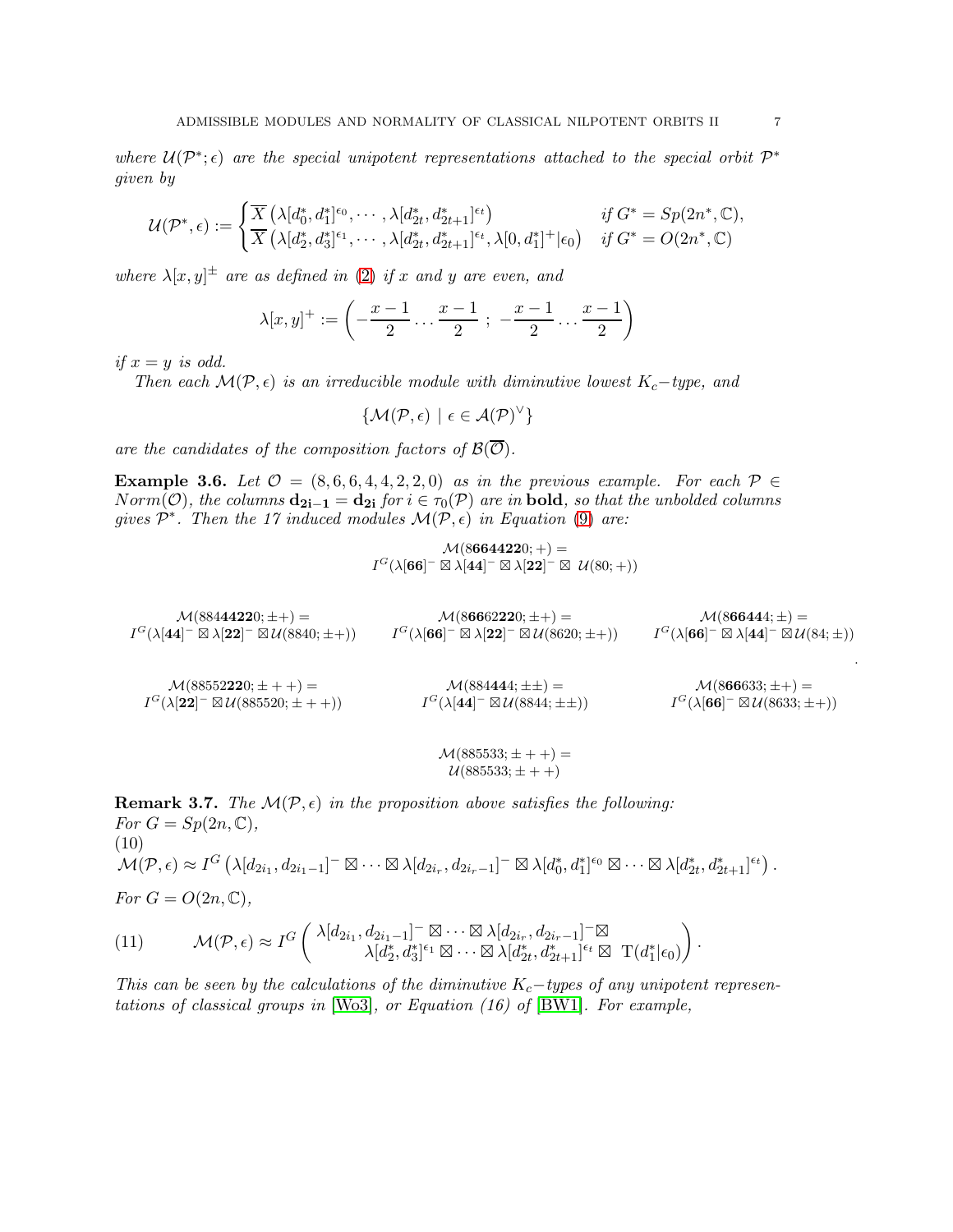*where $\mathcal{U}(\mathcal{P}^*;\epsilon)$ are the special unipotent representations attached to the special orbit $\mathcal{P}^*$ given by*

$$\mathcal{U}(\mathcal{P}^*,\epsilon) := \begin{cases} \overline{X}\left(\lambda[d_0^*,d_1^*]^{\epsilon_0},\cdots,\lambda[d_{2t}^*,d_{2t+1}^*]^{\epsilon_t}\right) & \text{if } G^* = Sp(2n^*,\mathbb{C}), \\ \overline{X}\left(\lambda[d_2^*,d_3^*]^{\epsilon_1},\cdots,\lambda[d_{2t}^*,d_{2t+1}^*]^{\epsilon_t},\lambda[0,d_1^*]^+|\epsilon_0\right) & \text{if } G^* = O(2n^*,\mathbb{C}) \end{cases}$$

*where $\lambda[x,y]^{\pm}$ are as defined in (2) if $x$ and $y$ are even, and*

$$\lambda[x,y]^+ := \left(-\frac{x-1}{2}\dots\frac{x-1}{2}\ ;\ -\frac{x-1}{2}\dots\frac{x-1}{2}\right)$$

*if $x=y$ is odd.*

*Then each $\mathcal{M}(\mathcal{P},\epsilon)$ is an irreducible module with diminutive lowest $K_c-$type, and*

$$\{\mathcal{M}(\mathcal{P},\epsilon)\ |\ \epsilon \in \mathcal{A}(\mathcal{P})^{\vee}\}$$

*are the candidates of the composition factors of $\mathcal{B}(\overline{\mathcal{O}})$.*

**Example 3.6.** *Let $\mathcal{O} = (8,6,6,4,4,2,2,0)$ as in the previous example. For each $\mathcal{P} \in Norm(\mathcal{O})$, the columns $\mathbf{d_{2i-1} = d_{2i}}$ for $i \in \tau_0(\mathcal{P})$ are in **bold**, so that the unbolded columns gives $\mathcal{P}^*$. Then the 17 induced modules $\mathcal{M}(\mathcal{P},\epsilon)$ in Equation (9) are:*

$$\mathcal{M}(8\mathbf{664422}0;+) = I^G(\lambda[\mathbf{66}]^-\boxtimes\lambda[\mathbf{44}]^-\boxtimes\lambda[\mathbf{22}]^-\boxtimes\ \mathcal{U}(80;+))$$

$$\mathcal{M}(884\mathbf{4422}0;\pm+) = I^G(\lambda[\mathbf{44}]^-\boxtimes\lambda[\mathbf{22}]^-\boxtimes\mathcal{U}(8840;\pm+))$$

$$\mathcal{M}(8\mathbf{66}62\mathbf{22}0;\pm+) = I^G(\lambda[\mathbf{66}]^-\boxtimes\lambda[\mathbf{22}]^-\boxtimes\mathcal{U}(8620;\pm+))$$

$$\mathcal{M}(8\mathbf{6644}4;\pm) = I^G(\lambda[\mathbf{66}]^-\boxtimes\lambda[\mathbf{44}]^-\boxtimes\mathcal{U}(84;\pm))$$

$$\mathcal{M}(88552\mathbf{22}0;\pm++) = I^G(\lambda[\mathbf{22}]^-\boxtimes\mathcal{U}(885520;\pm++))$$

$$\mathcal{M}(884\mathbf{44}4;\pm\pm) = I^G(\lambda[\mathbf{44}]^-\boxtimes\mathcal{U}(8844;\pm\pm))$$

$$\mathcal{M}(8\mathbf{66}633;\pm+) = I^G(\lambda[\mathbf{66}]^-\boxtimes\mathcal{U}(8633;\pm+))$$

$$\mathcal{M}(885533;\pm++) = \mathcal{U}(885533;\pm++)$$

**Remark 3.7.** *The $\mathcal{M}(\mathcal{P},\epsilon)$ in the proposition above satisfies the following:*
*For $G = Sp(2n,\mathbb{C})$,*

(10)
$$\mathcal{M}(\mathcal{P},\epsilon) \approx I^G\left(\lambda[d_{2i_1},d_{2i_1-1}]^-\boxtimes\cdots\boxtimes\lambda[d_{2i_r},d_{2i_r-1}]^-\boxtimes\lambda[d_0^*,d_1^*]^{\epsilon_0}\boxtimes\cdots\boxtimes\lambda[d_{2t}^*,d_{2t+1}^*]^{\epsilon_t}\right).$$

*For $G = O(2n,\mathbb{C})$,*

$$\mathcal{M}(\mathcal{P},\epsilon) \approx I^G\begin{pmatrix} \lambda[d_{2i_1},d_{2i_1-1}]^-\boxtimes\cdots\boxtimes\lambda[d_{2i_r},d_{2i_r-1}]^-\boxtimes \\ \lambda[d_2^*,d_3^*]^{\epsilon_1}\boxtimes\cdots\boxtimes\lambda[d_{2t}^*,d_{2t+1}^*]^{\epsilon_t}\boxtimes\ \mathrm{T}(d_1^*|\epsilon_0)\end{pmatrix}. \tag{11}$$

*This can be seen by the calculations of the diminutive $K_c-$types of any unipotent representations of classical groups in [Wo3], or Equation (16) of [BW1]. For example,*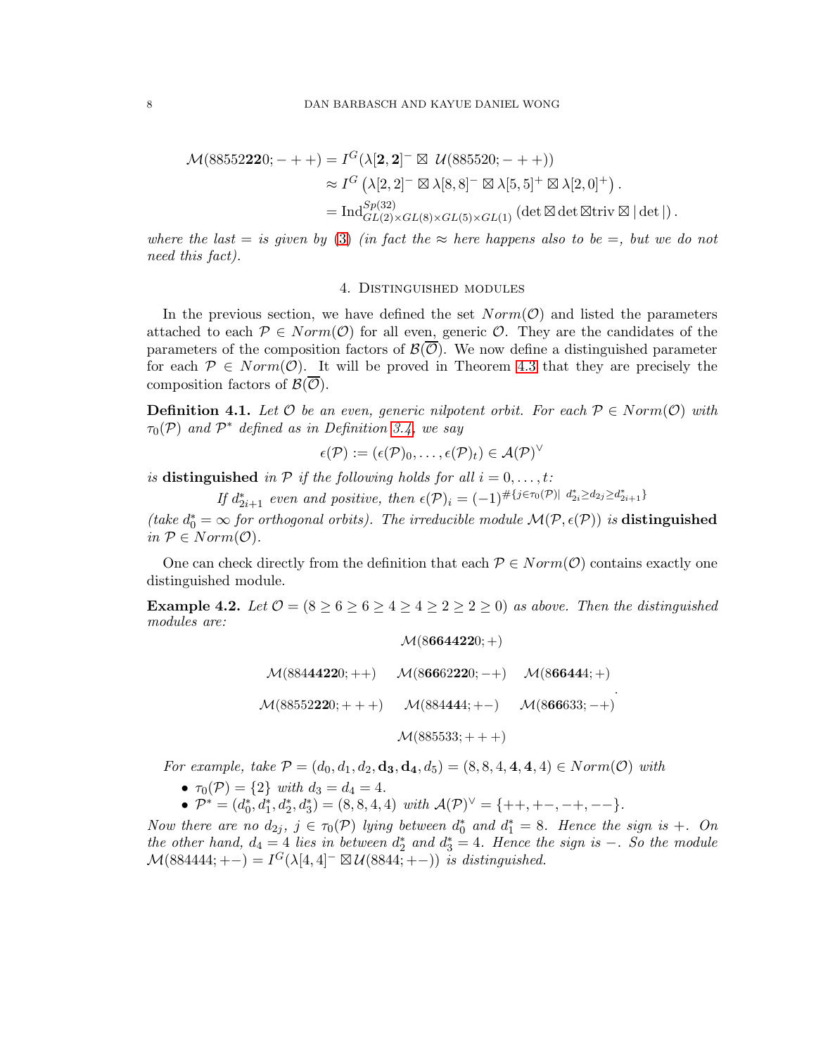$$\mathcal{M}(88552\mathbf{22}0;-++) = I^G(\lambda[\mathbf{2},\mathbf{2}]^- \boxtimes \ \mathcal{U}(885520;-++))$$
$$\approx I^G\left(\lambda[2,2]^- \boxtimes \lambda[8,8]^- \boxtimes \lambda[5,5]^+ \boxtimes \lambda[2,0]^+\right).$$
$$= \mathrm{Ind}_{GL(2)\times GL(8)\times GL(5)\times GL(1)}^{Sp(32)}\left(\det \boxtimes \det \boxtimes \mathrm{triv} \boxtimes |\det|\right).$$

*where the last = is given by (3) (in fact the $\approx$ here happens also to be =, but we do not need this fact).*

## 4. Distinguished modules

In the previous section, we have defined the set $Norm(\mathcal{O})$ and listed the parameters attached to each $\mathcal{P} \in Norm(\mathcal{O})$ for all even, generic $\mathcal{O}$. They are the candidates of the parameters of the composition factors of $\mathcal{B}(\overline{\mathcal{O}})$. We now define a distinguished parameter for each $\mathcal{P} \in Norm(\mathcal{O})$. It will be proved in Theorem 4.3 that they are precisely the composition factors of $\mathcal{B}(\overline{\mathcal{O}})$.

**Definition 4.1.** *Let $\mathcal{O}$ be an even, generic nilpotent orbit. For each $\mathcal{P} \in Norm(\mathcal{O})$ with $\tau_0(\mathcal{P})$ and $\mathcal{P}^*$ defined as in Definition 3.4, we say*

$$\epsilon(\mathcal{P}) := (\epsilon(\mathcal{P})_0, \ldots, \epsilon(\mathcal{P})_t) \in \mathcal{A}(\mathcal{P})^\vee$$

*is* **distinguished** *in $\mathcal{P}$ if the following holds for all $i = 0, \ldots, t$:*

*If $d_{2i+1}^*$ even and positive, then $\epsilon(\mathcal{P})_i = (-1)^{\#\{j \in \tau_0(\mathcal{P}) | \ d_{2i}^* \geq d_{2j} \geq d_{2i+1}^*\}}$*

*(take $d_0^* = \infty$ for orthogonal orbits). The irreducible module $\mathcal{M}(\mathcal{P}, \epsilon(\mathcal{P}))$ is* **distinguished** *in $\mathcal{P} \in Norm(\mathcal{O})$.*

One can check directly from the definition that each $\mathcal{P} \in Norm(\mathcal{O})$ contains exactly one distinguished module.

**Example 4.2.** *Let $\mathcal{O} = (8 \geq 6 \geq 6 \geq 4 \geq 4 \geq 2 \geq 2 \geq 0)$ as above. Then the distinguished modules are:*

$$\mathcal{M}(8\mathbf{6644}\mathbf{22}0;+)$$

$$\mathcal{M}(88\mathbf{44}\mathbf{22}0;++) \quad \mathcal{M}(8\mathbf{66}62\mathbf{22}0;-+) \quad \mathcal{M}(8\mathbf{66}\mathbf{44}4;+)$$

$$\mathcal{M}(88552\mathbf{22}0;+++) \quad \mathcal{M}(88\mathbf{44}44;+-) \quad \mathcal{M}(8\mathbf{66}633;-+)$$

$$\mathcal{M}(885533;+++)$$

*For example, take $\mathcal{P} = (d_0, d_1, d_2, \mathbf{d_3}, \mathbf{d_4}, d_5) = (8, 8, 4, \mathbf{4}, \mathbf{4}, 4) \in Norm(\mathcal{O})$ with*

- *$\tau_0(\mathcal{P}) = \{2\}$ with $d_3 = d_4 = 4$.*
- *$\mathcal{P}^* = (d_0^*, d_1^*, d_2^*, d_3^*) = (8, 8, 4, 4)$ with $\mathcal{A}(\mathcal{P})^\vee = \{++, +-, -+, --\}$.*

*Now there are no $d_{2j}$, $j \in \tau_0(\mathcal{P})$ lying between $d_0^*$ and $d_1^* = 8$. Hence the sign is +. On the other hand, $d_4 = 4$ lies in between $d_2^*$ and $d_3^* = 4$. Hence the sign is −. So the module $\mathcal{M}(884444;+-) = I^G(\lambda[4,4]^- \boxtimes \mathcal{U}(8844;+-))$ is distinguished.*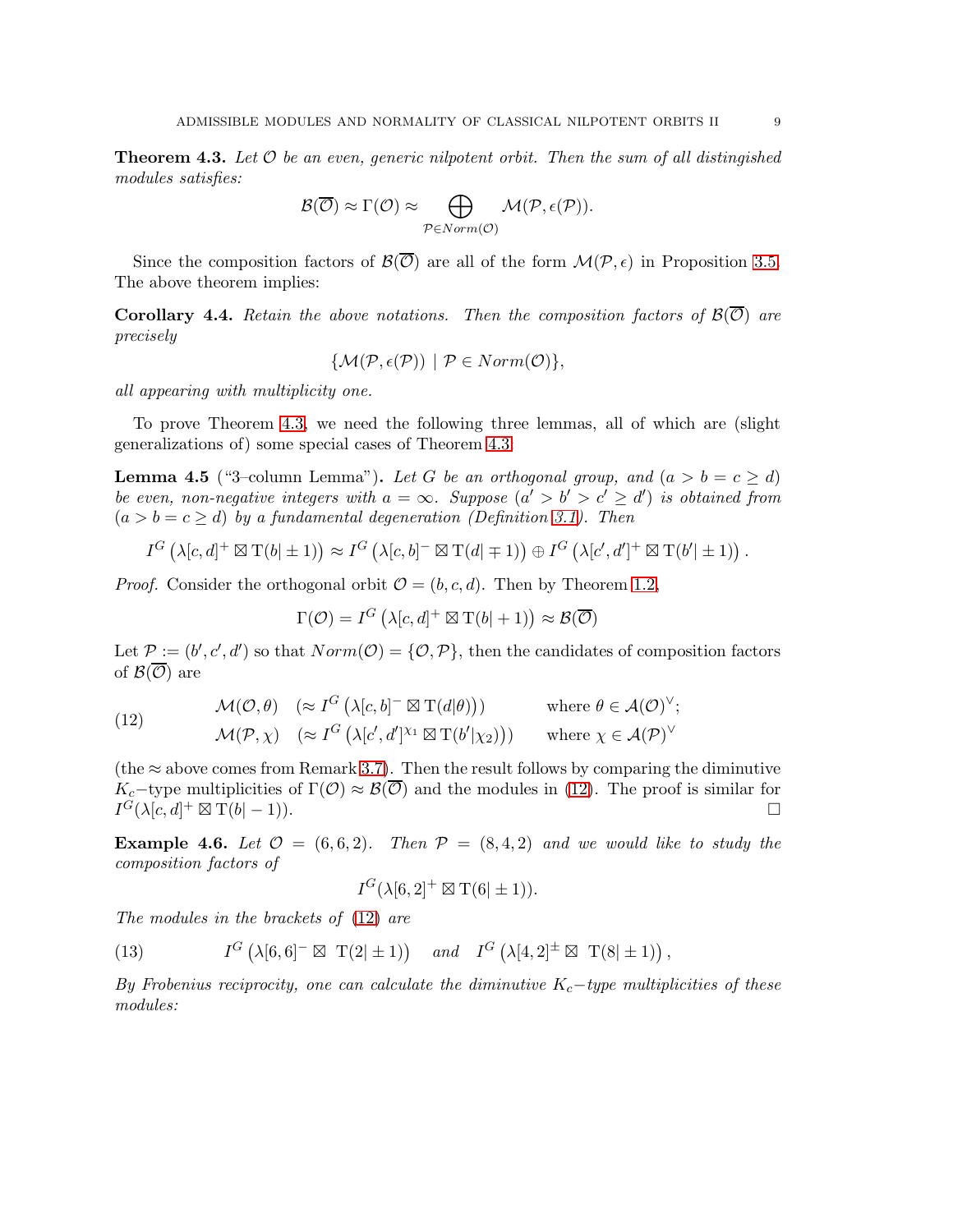**Theorem 4.3.** *Let $\mathcal{O}$ be an even, generic nilpotent orbit. Then the sum of all distinguished modules satisfies:*

$$\mathcal{B}(\overline{\mathcal{O}}) \approx \Gamma(\mathcal{O}) \approx \bigoplus_{\mathcal{P} \in Norm(\mathcal{O})} \mathcal{M}(\mathcal{P}, \epsilon(\mathcal{P})).$$

Since the composition factors of $\mathcal{B}(\overline{\mathcal{O}})$ are all of the form $\mathcal{M}(\mathcal{P}, \epsilon)$ in Proposition 3.5. The above theorem implies:

**Corollary 4.4.** *Retain the above notations. Then the composition factors of $\mathcal{B}(\overline{\mathcal{O}})$ are precisely*

$$\{\mathcal{M}(\mathcal{P}, \epsilon(\mathcal{P})) \mid \mathcal{P} \in Norm(\mathcal{O})\},$$

*all appearing with multiplicity one.*

To prove Theorem 4.3, we need the following three lemmas, all of which are (slight generalizations of) some special cases of Theorem 4.3.

**Lemma 4.5** ("3–column Lemma")**.** *Let $G$ be an orthogonal group, and $(a > b = c \geq d)$ be even, non-negative integers with $a = \infty$. Suppose $(a' > b' > c' \geq d')$ is obtained from $(a > b = c \geq d)$ by a fundamental degeneration (Definition 3.1). Then*

$$I^G\left(\lambda[c,d]^+ \boxtimes \mathrm{T}(b| \pm 1)\right) \approx I^G\left(\lambda[c,b]^- \boxtimes \mathrm{T}(d| \mp 1)\right) \oplus I^G\left(\lambda[c',d']^+ \boxtimes \mathrm{T}(b'| \pm 1)\right).$$

*Proof.* Consider the orthogonal orbit $\mathcal{O} = (b, c, d)$. Then by Theorem 1.2,

$$\Gamma(\mathcal{O}) = I^G\left(\lambda[c,d]^+ \boxtimes \mathrm{T}(b| + 1)\right) \approx \mathcal{B}(\overline{\mathcal{O}})$$

Let $\mathcal{P} := (b', c', d')$ so that $Norm(\mathcal{O}) = \{\mathcal{O}, \mathcal{P}\}$, then the candidates of composition factors of $\mathcal{B}(\overline{\mathcal{O}})$ are

$$\begin{aligned}
&\mathcal{M}(\mathcal{O}, \theta) \quad \left(\approx I^G\left(\lambda[c,b]^- \boxtimes \mathrm{T}(d|\theta)\right)\right) \qquad \text{where } \theta \in \mathcal{A}(\mathcal{O})^\vee; \\
&\mathcal{M}(\mathcal{P}, \chi) \quad \left(\approx I^G\left(\lambda[c',d']^{\chi_1} \boxtimes \mathrm{T}(b'|\chi_2)\right)\right) \qquad \text{where } \chi \in \mathcal{A}(\mathcal{P})^\vee
\end{aligned} \tag{12}$$

(the $\approx$ above comes from Remark 3.7). Then the result follows by comparing the diminutive $K_c$–type multiplicities of $\Gamma(\mathcal{O}) \approx \mathcal{B}(\overline{\mathcal{O}})$ and the modules in (12). The proof is similar for $I^G(\lambda[c,d]^+ \boxtimes \mathrm{T}(b| - 1))$. $\square$

**Example 4.6.** *Let $\mathcal{O} = (6,6,2)$. Then $\mathcal{P} = (8,4,2)$ and we would like to study the composition factors of*

$$I^G(\lambda[6,2]^+ \boxtimes \mathrm{T}(6| \pm 1)).$$

*The modules in the brackets of (12) are*

$$I^G\left(\lambda[6,6]^- \boxtimes\ \mathrm{T}(2| \pm 1)\right) \quad \text{and} \quad I^G\left(\lambda[4,2]^\pm \boxtimes\ \mathrm{T}(8| \pm 1)\right), \tag{13}$$

*By Frobenius reciprocity, one can calculate the diminutive $K_c$–type multiplicities of these modules:*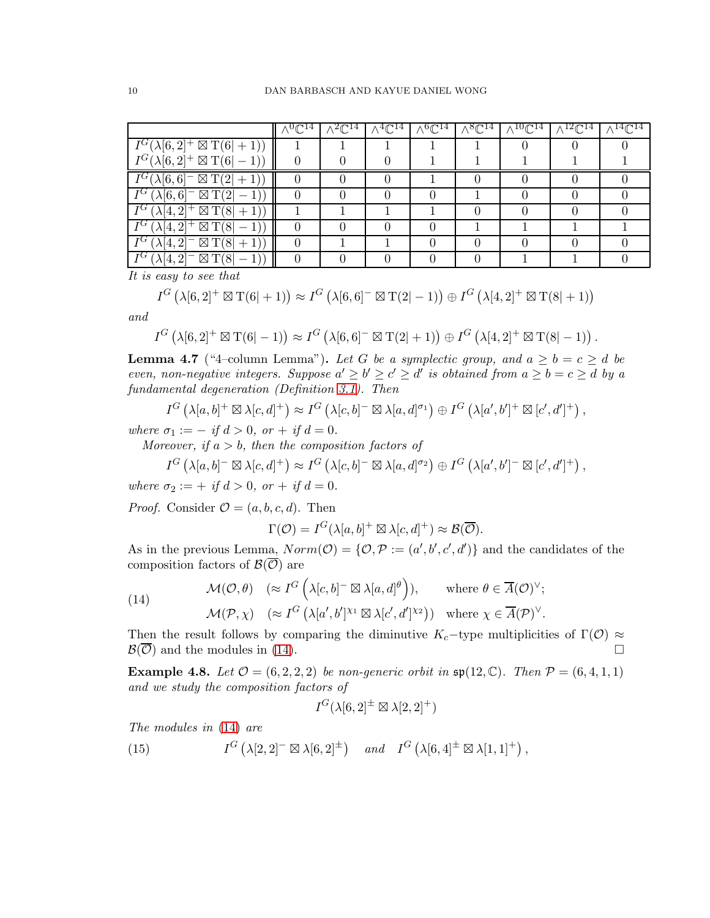| | $\wedge^0\mathbb{C}^{14}$ | $\wedge^2\mathbb{C}^{14}$ | $\wedge^4\mathbb{C}^{14}$ | $\wedge^6\mathbb{C}^{14}$ | $\wedge^8\mathbb{C}^{14}$ | $\wedge^{10}\mathbb{C}^{14}$ | $\wedge^{12}\mathbb{C}^{14}$ | $\wedge^{14}\mathbb{C}^{14}$ |
|---|---|---|---|---|---|---|---|---|
| $I^G(\lambda[6,2]^+ \boxtimes \mathrm{T}(6\|+1))$ | 1 | 1 | 1 | 1 | 1 | 0 | 0 | 0 |
| $I^G(\lambda[6,2]^+ \boxtimes \mathrm{T}(6\|-1))$ | 0 | 0 | 0 | 1 | 1 | 1 | 1 | 1 |
| $I^G(\lambda[6,6]^- \boxtimes \mathrm{T}(2\|+1))$ | 0 | 0 | 0 | 1 | 0 | 0 | 0 | 0 |
| $I^G(\lambda[6,6]^- \boxtimes \mathrm{T}(2\|-1))$ | 0 | 0 | 0 | 0 | 1 | 0 | 0 | 0 |
| $I^G(\lambda[4,2]^+ \boxtimes \mathrm{T}(8\|+1))$ | 1 | 1 | 1 | 1 | 0 | 0 | 0 | 0 |
| $I^G(\lambda[4,2]^+ \boxtimes \mathrm{T}(8\|-1))$ | 0 | 0 | 0 | 0 | 1 | 1 | 1 | 1 |
| $I^G(\lambda[4,2]^- \boxtimes \mathrm{T}(8\|+1))$ | 0 | 1 | 1 | 0 | 0 | 0 | 0 | 0 |
| $I^G(\lambda[4,2]^- \boxtimes \mathrm{T}(8\|-1))$ | 0 | 0 | 0 | 0 | 0 | 1 | 1 | 0 |

*It is easy to see that*

$$I^G\left(\lambda[6,2]^+ \boxtimes \mathrm{T}(6|+1)\right) \approx I^G\left(\lambda[6,6]^- \boxtimes \mathrm{T}(2|-1)\right) \oplus I^G\left(\lambda[4,2]^+ \boxtimes \mathrm{T}(8|+1)\right)$$

*and*

$$I^G\left(\lambda[6,2]^+ \boxtimes \mathrm{T}(6|-1)\right) \approx I^G\left(\lambda[6,6]^- \boxtimes \mathrm{T}(2|+1)\right) \oplus I^G\left(\lambda[4,2]^+ \boxtimes \mathrm{T}(8|-1)\right).$$

**Lemma 4.7** ("4–column Lemma")**.** *Let $G$ be a symplectic group, and $a \geq b = c \geq d$ be even, non-negative integers. Suppose $a' \geq b' \geq c' \geq d'$ is obtained from $a \geq b = c \geq d$ by a fundamental degeneration (Definition 3.1). Then*

$$I^G\left(\lambda[a,b]^+ \boxtimes \lambda[c,d]^+\right) \approx I^G\left(\lambda[c,b]^- \boxtimes \lambda[a,d]^{\sigma_1}\right) \oplus I^G\left(\lambda[a',b']^+ \boxtimes [c',d']^+\right),$$

*where $\sigma_1 := -$ if $d > 0$, or $+$ if $d = 0$.*

*Moreover, if $a > b$, then the composition factors of*

$$I^G\left(\lambda[a,b]^- \boxtimes \lambda[c,d]^+\right) \approx I^G\left(\lambda[c,b]^- \boxtimes \lambda[a,d]^{\sigma_2}\right) \oplus I^G\left(\lambda[a',b']^- \boxtimes [c',d']^+\right),$$

*where $\sigma_2 := +$ if $d > 0$, or $+$ if $d = 0$.*

*Proof.* Consider $\mathcal{O} = (a,b,c,d)$. Then

$$\Gamma(\mathcal{O}) = I^G(\lambda[a,b]^+ \boxtimes \lambda[c,d]^+) \approx \mathcal{B}(\overline{\mathcal{O}}).$$

As in the previous Lemma, $Norm(\mathcal{O}) = \{\mathcal{O}, \mathcal{P} := (a',b',c',d')\}$ and the candidates of the composition factors of $\mathcal{B}(\overline{\mathcal{O}})$ are

$$\begin{aligned} &\mathcal{M}(\mathcal{O},\theta) \quad (\approx I^G\left(\lambda[c,b]^- \boxtimes \lambda[a,d]^{\theta}\right)), \qquad \text{where } \theta \in \overline{A}(\mathcal{O})^\vee; \\ &\mathcal{M}(\mathcal{P},\chi) \quad (\approx I^G\left(\lambda[a',b']^{\chi_1} \boxtimes \lambda[c',d']^{\chi_2}\right)) \quad \text{where } \chi \in \overline{A}(\mathcal{P})^\vee. \end{aligned} \tag{14}$$

Then the result follows by comparing the diminutive $K_c$−type multiplicities of $\Gamma(\mathcal{O}) \approx \mathcal{B}(\overline{\mathcal{O}})$ and the modules in (14). $\square$

**Example 4.8.** *Let $\mathcal{O} = (6,2,2,2)$ be non-generic orbit in $\mathfrak{sp}(12,\mathbb{C})$. Then $\mathcal{P} = (6,4,1,1)$ and we study the composition factors of*

$$I^G(\lambda[6,2]^\pm \boxtimes \lambda[2,2]^+)$$

*The modules in (14) are*

$$I^G\left(\lambda[2,2]^- \boxtimes \lambda[6,2]^\pm\right) \quad \text{and} \quad I^G\left(\lambda[6,4]^\pm \boxtimes \lambda[1,1]^+\right), \tag{15}$$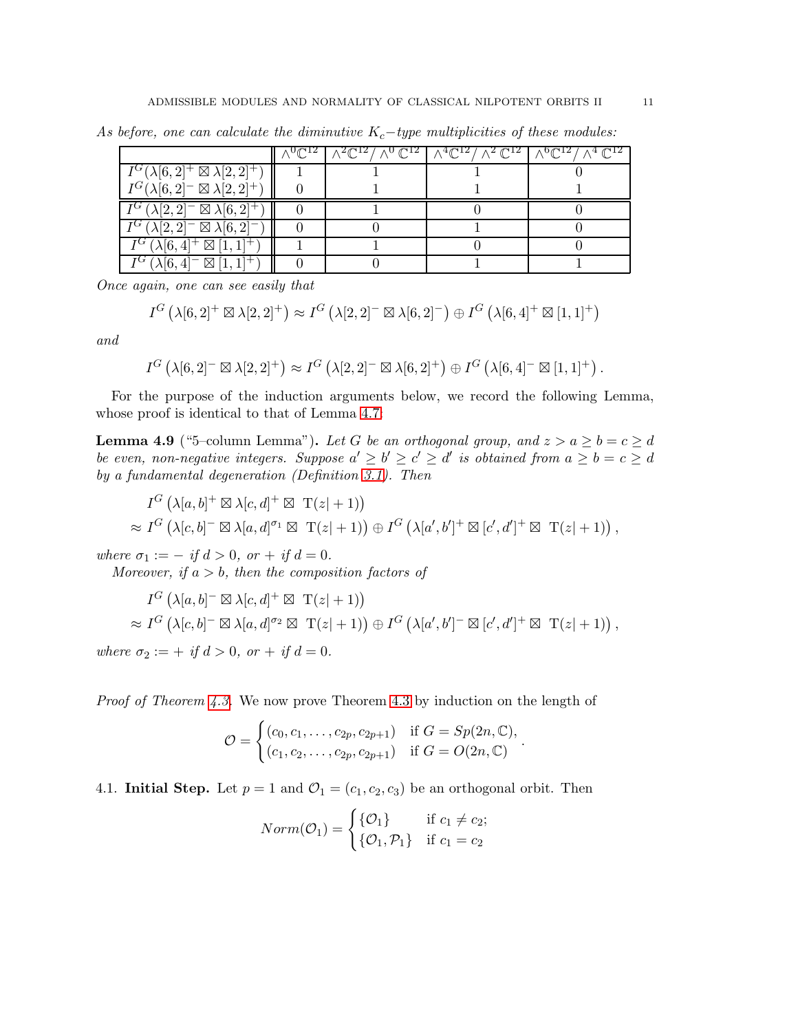*As before, one can calculate the diminutive $K_c$−type multiplicities of these modules:*

| | $\wedge^0\mathbb{C}^{12}$ | $\wedge^2\mathbb{C}^{12}/\wedge^0\mathbb{C}^{12}$ | $\wedge^4\mathbb{C}^{12}/\wedge^2\mathbb{C}^{12}$ | $\wedge^6\mathbb{C}^{12}/\wedge^4\mathbb{C}^{12}$ |
|---|---|---|---|---|
| $I^G(\lambda[6,2]^+ \boxtimes \lambda[2,2]^+)$ | 1 | 1 | 1 | 0 |
| $I^G(\lambda[6,2]^- \boxtimes \lambda[2,2]^+)$ | 0 | 1 | 1 | 1 |
| $I^G(\lambda[2,2]^- \boxtimes \lambda[6,2]^+)$ | 0 | 1 | 0 | 0 |
| $I^G(\lambda[2,2]^- \boxtimes \lambda[6,2]^-)$ | 0 | 0 | 1 | 0 |
| $I^G(\lambda[6,4]^+ \boxtimes [1,1]^+)$ | 1 | 1 | 0 | 0 |
| $I^G(\lambda[6,4]^- \boxtimes [1,1]^+)$ | 0 | 0 | 1 | 1 |

*Once again, one can see easily that*

$$I^G\left(\lambda[6,2]^+ \boxtimes \lambda[2,2]^+\right) \approx I^G\left(\lambda[2,2]^- \boxtimes \lambda[6,2]^-\right) \oplus I^G\left(\lambda[6,4]^+ \boxtimes [1,1]^+\right)$$

*and*

$$I^G\left(\lambda[6,2]^- \boxtimes \lambda[2,2]^+\right) \approx I^G\left(\lambda[2,2]^- \boxtimes \lambda[6,2]^+\right) \oplus I^G\left(\lambda[6,4]^- \boxtimes [1,1]^+\right).$$

For the purpose of the induction arguments below, we record the following Lemma, whose proof is identical to that of Lemma 4.7:

**Lemma 4.9** ("5–column Lemma")**.** *Let $G$ be an orthogonal group, and $z > a \geq b = c \geq d$ be even, non-negative integers. Suppose $a' \geq b' \geq c' \geq d'$ is obtained from $a \geq b = c \geq d$ by a fundamental degeneration (Definition 3.1). Then*

$$\begin{aligned}
&I^G\left(\lambda[a,b]^+ \boxtimes \lambda[c,d]^+ \boxtimes\ \mathrm{T}(z|+1)\right) \\
&\approx I^G\left(\lambda[c,b]^- \boxtimes \lambda[a,d]^{\sigma_1} \boxtimes\ \mathrm{T}(z|+1)\right) \oplus I^G\left(\lambda[a',b']^+ \boxtimes [c',d']^+ \boxtimes\ \mathrm{T}(z|+1)\right),
\end{aligned}$$

*where $\sigma_1 := -$ if $d > 0$, or $+$ if $d = 0$.*

*Moreover, if $a > b$, then the composition factors of*

$$\begin{aligned}
&I^G\left(\lambda[a,b]^- \boxtimes \lambda[c,d]^+ \boxtimes\ \mathrm{T}(z|+1)\right) \\
&\approx I^G\left(\lambda[c,b]^- \boxtimes \lambda[a,d]^{\sigma_2} \boxtimes\ \mathrm{T}(z|+1)\right) \oplus I^G\left(\lambda[a',b']^- \boxtimes [c',d']^+ \boxtimes\ \mathrm{T}(z|+1)\right),
\end{aligned}$$

*where $\sigma_2 := +$ if $d > 0$, or $+$ if $d = 0$.*

*Proof of Theorem 4.3.* We now prove Theorem 4.3 by induction on the length of

$$\mathcal{O} = \begin{cases} (c_0, c_1, \ldots, c_{2p}, c_{2p+1}) & \text{if } G = Sp(2n,\mathbb{C}), \\ (c_1, c_2, \ldots, c_{2p}, c_{2p+1}) & \text{if } G = O(2n,\mathbb{C}) \end{cases}.$$

4.1. **Initial Step.** Let $p = 1$ and $\mathcal{O}_1 = (c_1, c_2, c_3)$ be an orthogonal orbit. Then

$$Norm(\mathcal{O}_1) = \begin{cases} \{\mathcal{O}_1\} & \text{if } c_1 \neq c_2; \\ \{\mathcal{O}_1, \mathcal{P}_1\} & \text{if } c_1 = c_2 \end{cases}$$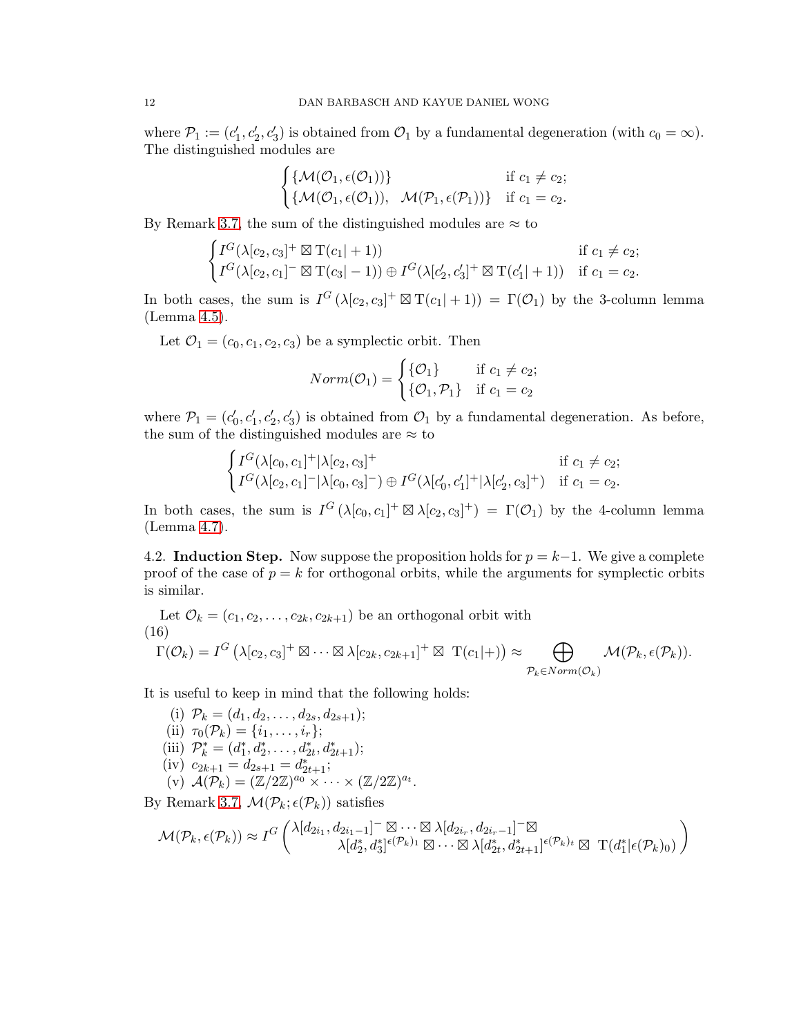where $\mathcal{P}_1 := (c_1', c_2', c_3')$ is obtained from $\mathcal{O}_1$ by a fundamental degeneration (with $c_0 = \infty$). The distinguished modules are

$$\begin{cases} \{\mathcal{M}(\mathcal{O}_1, \epsilon(\mathcal{O}_1))\} & \text{if } c_1 \neq c_2; \\ \{\mathcal{M}(\mathcal{O}_1, \epsilon(\mathcal{O}_1)), \quad \mathcal{M}(\mathcal{P}_1, \epsilon(\mathcal{P}_1))\} & \text{if } c_1 = c_2. \end{cases}$$

By Remark 3.7, the sum of the distinguished modules are $\approx$ to

$$\begin{cases} I^G(\lambda[c_2, c_3]^+ \boxtimes \mathrm{T}(c_1| + 1)) & \text{if } c_1 \neq c_2; \\ I^G(\lambda[c_2, c_1]^- \boxtimes \mathrm{T}(c_3| - 1)) \oplus I^G(\lambda[c_2', c_3']^+ \boxtimes \mathrm{T}(c_1'| + 1)) & \text{if } c_1 = c_2. \end{cases}$$

In both cases, the sum is $I^G\left(\lambda[c_2, c_3]^+ \boxtimes \mathrm{T}(c_1| + 1)\right) = \Gamma(\mathcal{O}_1)$ by the 3-column lemma (Lemma 4.5).

Let $\mathcal{O}_1 = (c_0, c_1, c_2, c_3)$ be a symplectic orbit. Then

$$Norm(\mathcal{O}_1) = \begin{cases} \{\mathcal{O}_1\} & \text{if } c_1 \neq c_2; \\ \{\mathcal{O}_1, \mathcal{P}_1\} & \text{if } c_1 = c_2 \end{cases}$$

where $\mathcal{P}_1 = (c_0', c_1', c_2', c_3')$ is obtained from $\mathcal{O}_1$ by a fundamental degeneration. As before, the sum of the distinguished modules are $\approx$ to

$$\begin{cases} I^G(\lambda[c_0, c_1]^+ | \lambda[c_2, c_3]^+ & \text{if } c_1 \neq c_2; \\ I^G(\lambda[c_2, c_1]^- | \lambda[c_0, c_3]^-) \oplus I^G(\lambda[c_0', c_1']^+ | \lambda[c_2', c_3]^+) & \text{if } c_1 = c_2. \end{cases}$$

In both cases, the sum is $I^G\left(\lambda[c_0, c_1]^+ \boxtimes \lambda[c_2, c_3]^+\right) = \Gamma(\mathcal{O}_1)$ by the 4-column lemma (Lemma 4.7).

4.2. **Induction Step.** Now suppose the proposition holds for $p = k-1$. We give a complete proof of the case of $p = k$ for orthogonal orbits, while the arguments for symplectic orbits is similar.

Let $\mathcal{O}_k = (c_1, c_2, \ldots, c_{2k}, c_{2k+1})$ be an orthogonal orbit with

(16)
$$\Gamma(\mathcal{O}_k) = I^G\left(\lambda[c_2, c_3]^+ \boxtimes \cdots \boxtimes \lambda[c_{2k}, c_{2k+1}]^+ \boxtimes \ \mathrm{T}(c_1|+)\right) \approx \bigoplus_{\mathcal{P}_k \in Norm(\mathcal{O}_k)} \mathcal{M}(\mathcal{P}_k, \epsilon(\mathcal{P}_k)).$$

It is useful to keep in mind that the following holds:

(i) $\mathcal{P}_k = (d_1, d_2, \ldots, d_{2s}, d_{2s+1})$;
(ii) $\tau_0(\mathcal{P}_k) = \{i_1, \ldots, i_r\}$;
(iii) $\mathcal{P}_k^* = (d_1^*, d_2^*, \ldots, d_{2t}^*, d_{2t+1}^*)$;
(iv) $c_{2k+1} = d_{2s+1} = d_{2t+1}^*$;
(v) $\mathcal{A}(\mathcal{P}_k) = (\mathbb{Z}/2\mathbb{Z})^{a_0} \times \cdots \times (\mathbb{Z}/2\mathbb{Z})^{a_t}$.

By Remark 3.7, $\mathcal{M}(\mathcal{P}_k; \epsilon(\mathcal{P}_k))$ satisfies

$$\mathcal{M}(\mathcal{P}_k, \epsilon(\mathcal{P}_k)) \approx I^G\begin{pmatrix} \lambda[d_{2i_1}, d_{2i_1-1}]^- \boxtimes \cdots \boxtimes \lambda[d_{2i_r}, d_{2i_r-1}]^- \boxtimes \\ \lambda[d_2^*, d_3^*]^{\epsilon(\mathcal{P}_k)_1} \boxtimes \cdots \boxtimes \lambda[d_{2t}^*, d_{2t+1}^*]^{\epsilon(\mathcal{P}_k)_t} \boxtimes \ \mathrm{T}(d_1^*|\epsilon(\mathcal{P}_k)_0) \end{pmatrix}$$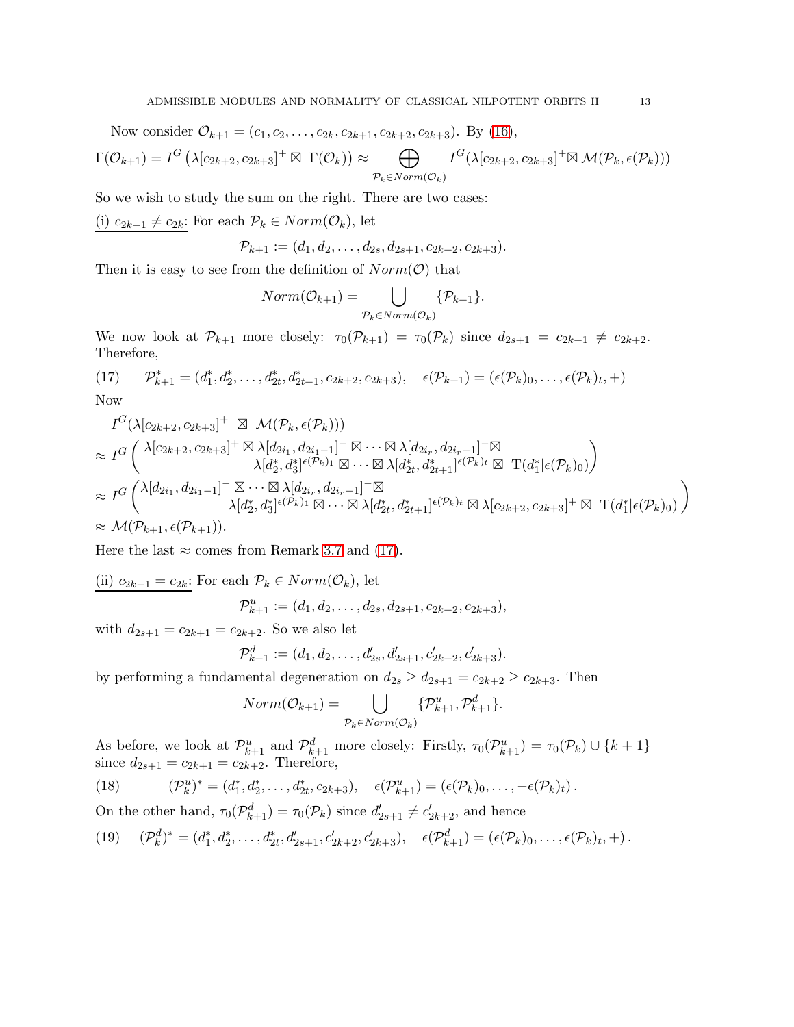Now consider $\mathcal{O}_{k+1} = (c_1, c_2, \ldots, c_{2k}, c_{2k+1}, c_{2k+2}, c_{2k+3})$. By (16),

$$\Gamma(\mathcal{O}_{k+1}) = I^G\left(\lambda[c_{2k+2}, c_{2k+3}]^+ \boxtimes\ \Gamma(\mathcal{O}_k)\right) \approx \bigoplus_{\mathcal{P}_k \in Norm(\mathcal{O}_k)} I^G(\lambda[c_{2k+2}, c_{2k+3}]^+ \boxtimes \mathcal{M}(\mathcal{P}_k, \epsilon(\mathcal{P}_k)))$$

So we wish to study the sum on the right. There are two cases:

<u>(i) $c_{2k-1} \neq c_{2k}$:</u> For each $\mathcal{P}_k \in Norm(\mathcal{O}_k)$, let

$$\mathcal{P}_{k+1} := (d_1, d_2, \ldots, d_{2s}, d_{2s+1}, c_{2k+2}, c_{2k+3}).$$

Then it is easy to see from the definition of $Norm(\mathcal{O})$ that

$$Norm(\mathcal{O}_{k+1}) = \bigcup_{\mathcal{P}_k \in Norm(\mathcal{O}_k)} \{\mathcal{P}_{k+1}\}.$$

We now look at $\mathcal{P}_{k+1}$ more closely: $\tau_0(\mathcal{P}_{k+1}) = \tau_0(\mathcal{P}_k)$ since $d_{2s+1} = c_{2k+1} \neq c_{2k+2}$. Therefore,

$$\mathcal{P}^*_{k+1} = (d^*_1, d^*_2, \ldots, d^*_{2t}, d^*_{2t+1}, c_{2k+2}, c_{2k+3}), \quad \epsilon(\mathcal{P}_{k+1}) = (\epsilon(\mathcal{P}_k)_0, \ldots, \epsilon(\mathcal{P}_k)_t, +) \tag{17}$$

Now

$$\begin{aligned}
&I^G(\lambda[c_{2k+2}, c_{2k+3}]^+\ \boxtimes\ \mathcal{M}(\mathcal{P}_k, \epsilon(\mathcal{P}_k))) \\
&\approx I^G\begin{pmatrix} \lambda[c_{2k+2}, c_{2k+3}]^+ \boxtimes \lambda[d_{2i_1}, d_{2i_1-1}]^- \boxtimes \cdots \boxtimes \lambda[d_{2i_r}, d_{2i_r-1}]^- \boxtimes \\ \lambda[d^*_2, d^*_3]^{\epsilon(\mathcal{P}_k)_1} \boxtimes \cdots \boxtimes \lambda[d^*_{2t}, d^*_{2t+1}]^{\epsilon(\mathcal{P}_k)_t} \boxtimes\ \mathrm{T}(d^*_1|\epsilon(\mathcal{P}_k)_0) \end{pmatrix} \\
&\approx I^G\begin{pmatrix} \lambda[d_{2i_1}, d_{2i_1-1}]^- \boxtimes \cdots \boxtimes \lambda[d_{2i_r}, d_{2i_r-1}]^- \boxtimes \\ \lambda[d^*_2, d^*_3]^{\epsilon(\mathcal{P}_k)_1} \boxtimes \cdots \boxtimes \lambda[d^*_{2t}, d^*_{2t+1}]^{\epsilon(\mathcal{P}_k)_t} \boxtimes \lambda[c_{2k+2}, c_{2k+3}]^+ \boxtimes\ \mathrm{T}(d^*_1|\epsilon(\mathcal{P}_k)_0) \end{pmatrix} \\
&\approx \mathcal{M}(\mathcal{P}_{k+1}, \epsilon(\mathcal{P}_{k+1})).
\end{aligned}$$

Here the last $\approx$ comes from Remark 3.7 and (17).

<u>(ii) $c_{2k-1} = c_{2k}$:</u> For each $\mathcal{P}_k \in Norm(\mathcal{O}_k)$, let

$$\mathcal{P}^u_{k+1} := (d_1, d_2, \ldots, d_{2s}, d_{2s+1}, c_{2k+2}, c_{2k+3}),$$

with $d_{2s+1} = c_{2k+1} = c_{2k+2}$. So we also let

$$\mathcal{P}^d_{k+1} := (d_1, d_2, \ldots, d'_{2s}, d'_{2s+1}, c'_{2k+2}, c'_{2k+3}).$$

by performing a fundamental degeneration on $d_{2s} \geq d_{2s+1} = c_{2k+2} \geq c_{2k+3}$. Then

$$Norm(\mathcal{O}_{k+1}) = \bigcup_{\mathcal{P}_k \in Norm(\mathcal{O}_k)} \{\mathcal{P}^u_{k+1}, \mathcal{P}^d_{k+1}\}.$$

As before, we look at $\mathcal{P}^u_{k+1}$ and $\mathcal{P}^d_{k+1}$ more closely: Firstly, $\tau_0(\mathcal{P}^u_{k+1}) = \tau_0(\mathcal{P}_k) \cup \{k+1\}$ since $d_{2s+1} = c_{2k+1} = c_{2k+2}$. Therefore,

$$(\mathcal{P}^u_k)^* = (d^*_1, d^*_2, \ldots, d^*_{2t}, c_{2k+3}), \quad \epsilon(\mathcal{P}^u_{k+1}) = (\epsilon(\mathcal{P}_k)_0, \ldots, -\epsilon(\mathcal{P}_k)_t)\,. \tag{18}$$

On the other hand, $\tau_0(\mathcal{P}^d_{k+1}) = \tau_0(\mathcal{P}_k)$ since $d'_{2s+1} \neq c'_{2k+2}$, and hence

$$(\mathcal{P}^d_k)^* = (d^*_1, d^*_2, \ldots, d^*_{2t}, d'_{2s+1}, c'_{2k+2}, c'_{2k+3}), \quad \epsilon(\mathcal{P}^d_{k+1}) = (\epsilon(\mathcal{P}_k)_0, \ldots, \epsilon(\mathcal{P}_k)_t, +)\,. \tag{19}$$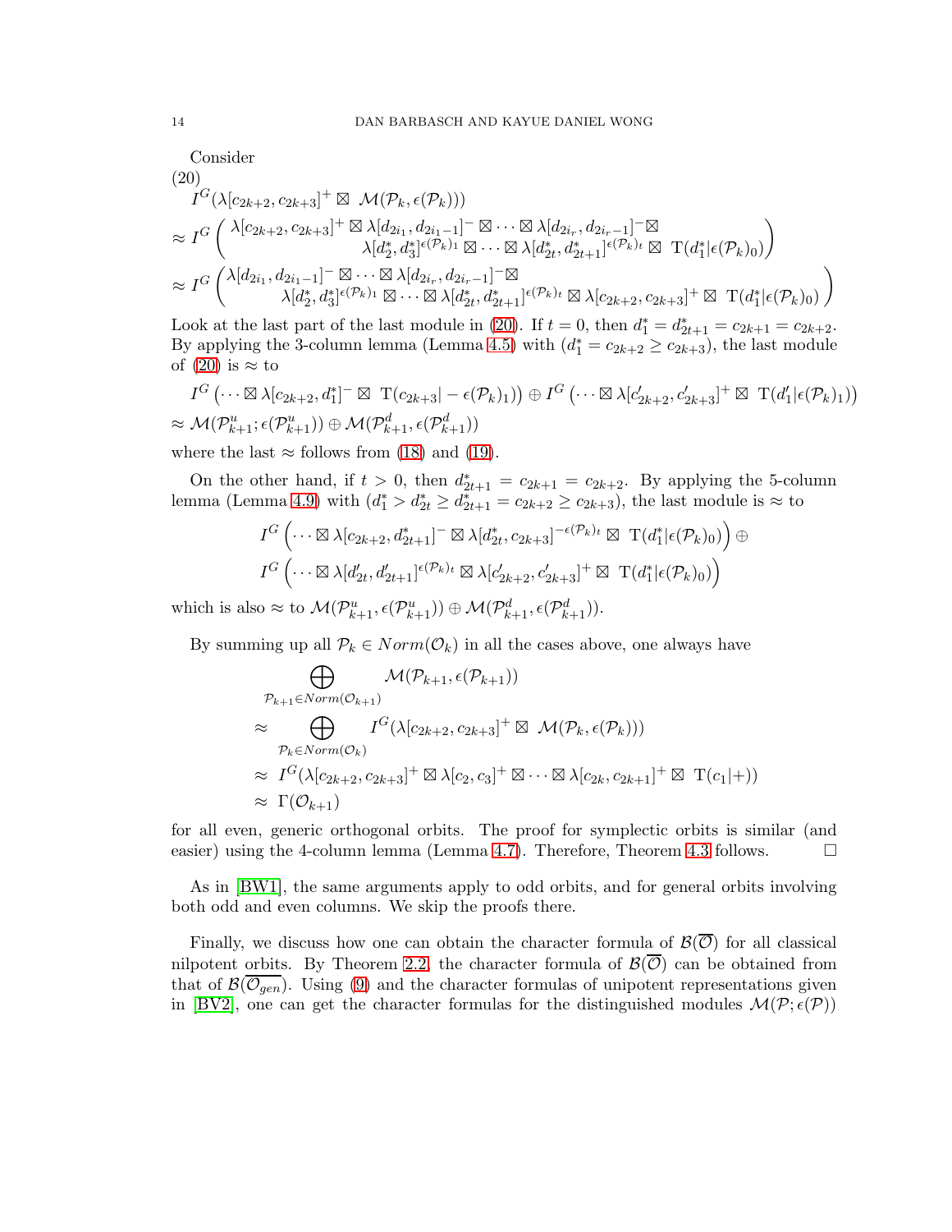Consider

$$
\begin{aligned}
&I^G(\lambda[c_{2k+2}, c_{2k+3}]^+ \boxtimes \ \mathcal{M}(\mathcal{P}_k, \epsilon(\mathcal{P}_k))) \\
\approx\ & I^G \begin{pmatrix} \lambda[c_{2k+2}, c_{2k+3}]^+ \boxtimes \lambda[d_{2i_1}, d_{2i_1-1}]^- \boxtimes \cdots \boxtimes \lambda[d_{2i_r}, d_{2i_r-1}]^- \boxtimes \\ \lambda[d_2^*, d_3^*]^{\epsilon(\mathcal{P}_k)_1} \boxtimes \cdots \boxtimes \lambda[d_{2t}^*, d_{2t+1}^*]^{\epsilon(\mathcal{P}_k)_t} \boxtimes \ \mathrm{T}(d_1^*|\epsilon(\mathcal{P}_k)_0) \end{pmatrix} \\
\approx\ & I^G \begin{pmatrix} \lambda[d_{2i_1}, d_{2i_1-1}]^- \boxtimes \cdots \boxtimes \lambda[d_{2i_r}, d_{2i_r-1}]^- \boxtimes \\ \lambda[d_2^*, d_3^*]^{\epsilon(\mathcal{P}_k)_1} \boxtimes \cdots \boxtimes \lambda[d_{2t}^*, d_{2t+1}^*]^{\epsilon(\mathcal{P}_k)_t} \boxtimes \lambda[c_{2k+2}, c_{2k+3}]^+ \boxtimes \ \mathrm{T}(d_1^*|\epsilon(\mathcal{P}_k)_0) \end{pmatrix}
\end{aligned} \tag{20}
$$

Look at the last part of the last module in (20). If $t = 0$, then $d_1^* = d_{2t+1}^* = c_{2k+1} = c_{2k+2}$. By applying the 3-column lemma (Lemma 4.5) with ($d_1^* = c_{2k+2} \geq c_{2k+3}$), the last module of (20) is $\approx$ to

$$
\begin{aligned}
&I^G\left(\cdots \boxtimes \lambda[c_{2k+2}, d_1^*]^- \boxtimes \ \mathrm{T}(c_{2k+3}| - \epsilon(\mathcal{P}_k)_1)\right) \oplus I^G\left(\cdots \boxtimes \lambda[c_{2k+2}', c_{2k+3}']^+ \boxtimes \ \mathrm{T}(d_1'|\epsilon(\mathcal{P}_k)_1)\right) \\
\approx\ & \mathcal{M}(\mathcal{P}_{k+1}^u; \epsilon(\mathcal{P}_{k+1}^u)) \oplus \mathcal{M}(\mathcal{P}_{k+1}^d, \epsilon(\mathcal{P}_{k+1}^d))
\end{aligned}
$$

where the last $\approx$ follows from (18) and (19).

On the other hand, if $t > 0$, then $d_{2t+1}^* = c_{2k+1} = c_{2k+2}$. By applying the 5-column lemma (Lemma 4.9) with ($d_1^* > d_{2t}^* \geq d_{2t+1}^* = c_{2k+2} \geq c_{2k+3}$), the last module is $\approx$ to

$$
\begin{aligned}
&I^G\left(\cdots \boxtimes \lambda[c_{2k+2}, d_{2t+1}^*]^- \boxtimes \lambda[d_{2t}^*, c_{2k+3}]^{-\epsilon(\mathcal{P}_k)_t} \boxtimes \ \mathrm{T}(d_1^*|\epsilon(\mathcal{P}_k)_0)\right) \oplus \\
&I^G\left(\cdots \boxtimes \lambda[d_{2t}', d_{2t+1}']^{\epsilon(\mathcal{P}_k)_t} \boxtimes \lambda[c_{2k+2}', c_{2k+3}']^+ \boxtimes \ \mathrm{T}(d_1^*|\epsilon(\mathcal{P}_k)_0)\right)
\end{aligned}
$$

which is also $\approx$ to $\mathcal{M}(\mathcal{P}_{k+1}^u, \epsilon(\mathcal{P}_{k+1}^u)) \oplus \mathcal{M}(\mathcal{P}_{k+1}^d, \epsilon(\mathcal{P}_{k+1}^d))$.

By summing up all $\mathcal{P}_k \in Norm(\mathcal{O}_k)$ in all the cases above, one always have

$$
\begin{aligned}
&\bigoplus_{\mathcal{P}_{k+1} \in Norm(\mathcal{O}_{k+1})} \mathcal{M}(\mathcal{P}_{k+1}, \epsilon(\mathcal{P}_{k+1})) \\
\approx\ & \bigoplus_{\mathcal{P}_k \in Norm(\mathcal{O}_k)} I^G(\lambda[c_{2k+2}, c_{2k+3}]^+ \boxtimes \ \mathcal{M}(\mathcal{P}_k, \epsilon(\mathcal{P}_k))) \\
\approx\ & I^G(\lambda[c_{2k+2}, c_{2k+3}]^+ \boxtimes \lambda[c_2, c_3]^+ \boxtimes \cdots \boxtimes \lambda[c_{2k}, c_{2k+1}]^+ \boxtimes \ \mathrm{T}(c_1|+)) \\
\approx\ & \Gamma(\mathcal{O}_{k+1})
\end{aligned}
$$

for all even, generic orthogonal orbits. The proof for symplectic orbits is similar (and easier) using the 4-column lemma (Lemma 4.7). Therefore, Theorem 4.3 follows. $\square$

As in [BW1], the same arguments apply to odd orbits, and for general orbits involving both odd and even columns. We skip the proofs there.

Finally, we discuss how one can obtain the character formula of $\mathcal{B}(\overline{\mathcal{O}})$ for all classical nilpotent orbits. By Theorem 2.2, the character formula of $\mathcal{B}(\overline{\mathcal{O}})$ can be obtained from that of $\mathcal{B}(\overline{\mathcal{O}_{gen}})$. Using (9) and the character formulas of unipotent representations given in [BV2], one can get the character formulas for the distinguished modules $\mathcal{M}(\mathcal{P}; \epsilon(\mathcal{P}))$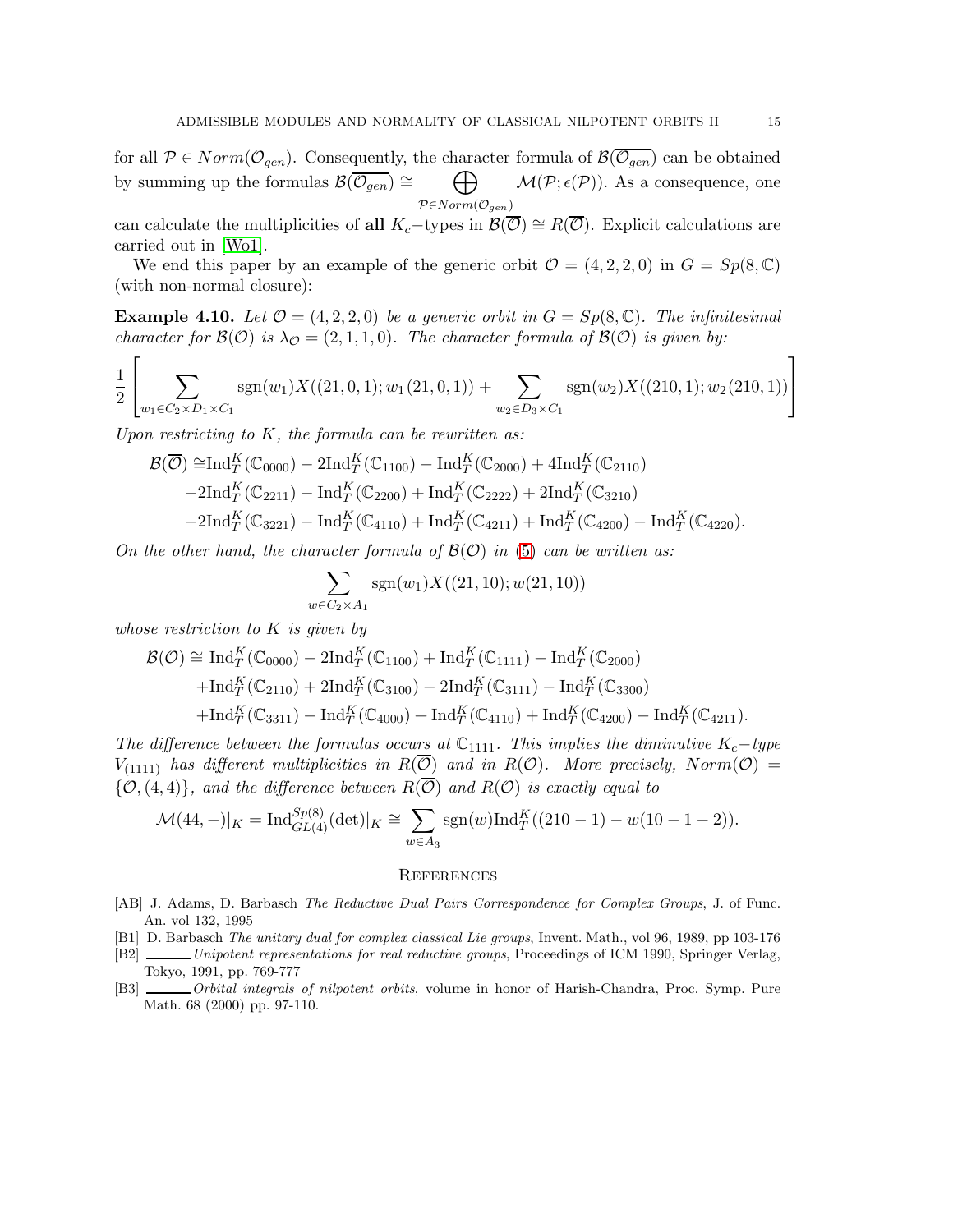for all $\mathcal{P} \in Norm(\mathcal{O}_{gen})$. Consequently, the character formula of $\mathcal{B}(\overline{\mathcal{O}_{gen}})$ can be obtained by summing up the formulas $\mathcal{B}(\overline{\mathcal{O}_{gen}}) \cong \bigoplus_{\mathcal{P} \in Norm(\mathcal{O}_{gen})} \mathcal{M}(\mathcal{P}; \epsilon(\mathcal{P}))$. As a consequence, one can calculate the multiplicities of **all** $K_c-$types in $\mathcal{B}(\overline{\mathcal{O}}) \cong R(\overline{\mathcal{O}})$. Explicit calculations are carried out in [Wo1].

We end this paper by an example of the generic orbit $\mathcal{O} = (4, 2, 2, 0)$ in $G = Sp(8, \mathbb{C})$ (with non-normal closure):

**Example 4.10.** *Let $\mathcal{O} = (4, 2, 2, 0)$ be a generic orbit in $G = Sp(8, \mathbb{C})$. The infinitesimal character for $\mathcal{B}(\overline{\mathcal{O}})$ is $\lambda_{\mathcal{O}} = (2, 1, 1, 0)$. The character formula of $\mathcal{B}(\overline{\mathcal{O}})$ is given by:*

$$\frac{1}{2} \left[ \sum_{w_1 \in C_2 \times D_1 \times C_1} \text{sgn}(w_1) X((21, 0, 1); w_1(21, 0, 1)) + \sum_{w_2 \in D_3 \times C_1} \text{sgn}(w_2) X((210, 1); w_2(210, 1)) \right]$$

*Upon restricting to $K$, the formula can be rewritten as:*

$$\begin{aligned}
\mathcal{B}(\overline{\mathcal{O}}) \cong & \text{Ind}_T^K(\mathbb{C}_{0000}) - 2\text{Ind}_T^K(\mathbb{C}_{1100}) - \text{Ind}_T^K(\mathbb{C}_{2000}) + 4\text{Ind}_T^K(\mathbb{C}_{2110}) \\
& -2\text{Ind}_T^K(\mathbb{C}_{2211}) - \text{Ind}_T^K(\mathbb{C}_{2200}) + \text{Ind}_T^K(\mathbb{C}_{2222}) + 2\text{Ind}_T^K(\mathbb{C}_{3210}) \\
& -2\text{Ind}_T^K(\mathbb{C}_{3221}) - \text{Ind}_T^K(\mathbb{C}_{4110}) + \text{Ind}_T^K(\mathbb{C}_{4211}) + \text{Ind}_T^K(\mathbb{C}_{4200}) - \text{Ind}_T^K(\mathbb{C}_{4220}).
\end{aligned}$$

*On the other hand, the character formula of $\mathcal{B}(\mathcal{O})$ in (5) can be written as:*

$$\sum_{w \in C_2 \times A_1} \text{sgn}(w_1) X((21, 10); w(21, 10))$$

*whose restriction to $K$ is given by*

$$\begin{aligned}
\mathcal{B}(\mathcal{O}) \cong & \text{Ind}_T^K(\mathbb{C}_{0000}) - 2\text{Ind}_T^K(\mathbb{C}_{1100}) + \text{Ind}_T^K(\mathbb{C}_{1111}) - \text{Ind}_T^K(\mathbb{C}_{2000}) \\
& +\text{Ind}_T^K(\mathbb{C}_{2110}) + 2\text{Ind}_T^K(\mathbb{C}_{3100}) - 2\text{Ind}_T^K(\mathbb{C}_{3111}) - \text{Ind}_T^K(\mathbb{C}_{3300}) \\
& +\text{Ind}_T^K(\mathbb{C}_{3311}) - \text{Ind}_T^K(\mathbb{C}_{4000}) + \text{Ind}_T^K(\mathbb{C}_{4110}) + \text{Ind}_T^K(\mathbb{C}_{4200}) - \text{Ind}_T^K(\mathbb{C}_{4211}).
\end{aligned}$$

*The difference between the formulas occurs at $\mathbb{C}_{1111}$. This implies the diminutive $K_c-$type $V_{(1111)}$ has different multiplicities in $R(\overline{\mathcal{O}})$ and in $R(\mathcal{O})$. More precisely, $Norm(\mathcal{O}) = \{\mathcal{O}, (4, 4)\}$, and the difference between $R(\overline{\mathcal{O}})$ and $R(\mathcal{O})$ is exactly equal to*

$$\mathcal{M}(44, -)|_K = \text{Ind}_{GL(4)}^{Sp(8)}(\det)|_K \cong \sum_{w \in A_3} \text{sgn}(w) \text{Ind}_T^K((210 - 1) - w(10 - 1 - 2)).$$

## References

[AB] J. Adams, D. Barbasch *The Reductive Dual Pairs Correspondence for Complex Groups*, J. of Func. An. vol 132, 1995

[B1] D. Barbasch *The unitary dual for complex classical Lie groups*, Invent. Math., vol 96, 1989, pp 103-176

[B2] ______ *Unipotent representations for real reductive groups*, Proceedings of ICM 1990, Springer Verlag, Tokyo, 1991, pp. 769-777

[B3] ______ *Orbital integrals of nilpotent orbits*, volume in honor of Harish-Chandra, Proc. Symp. Pure Math. 68 (2000) pp. 97-110.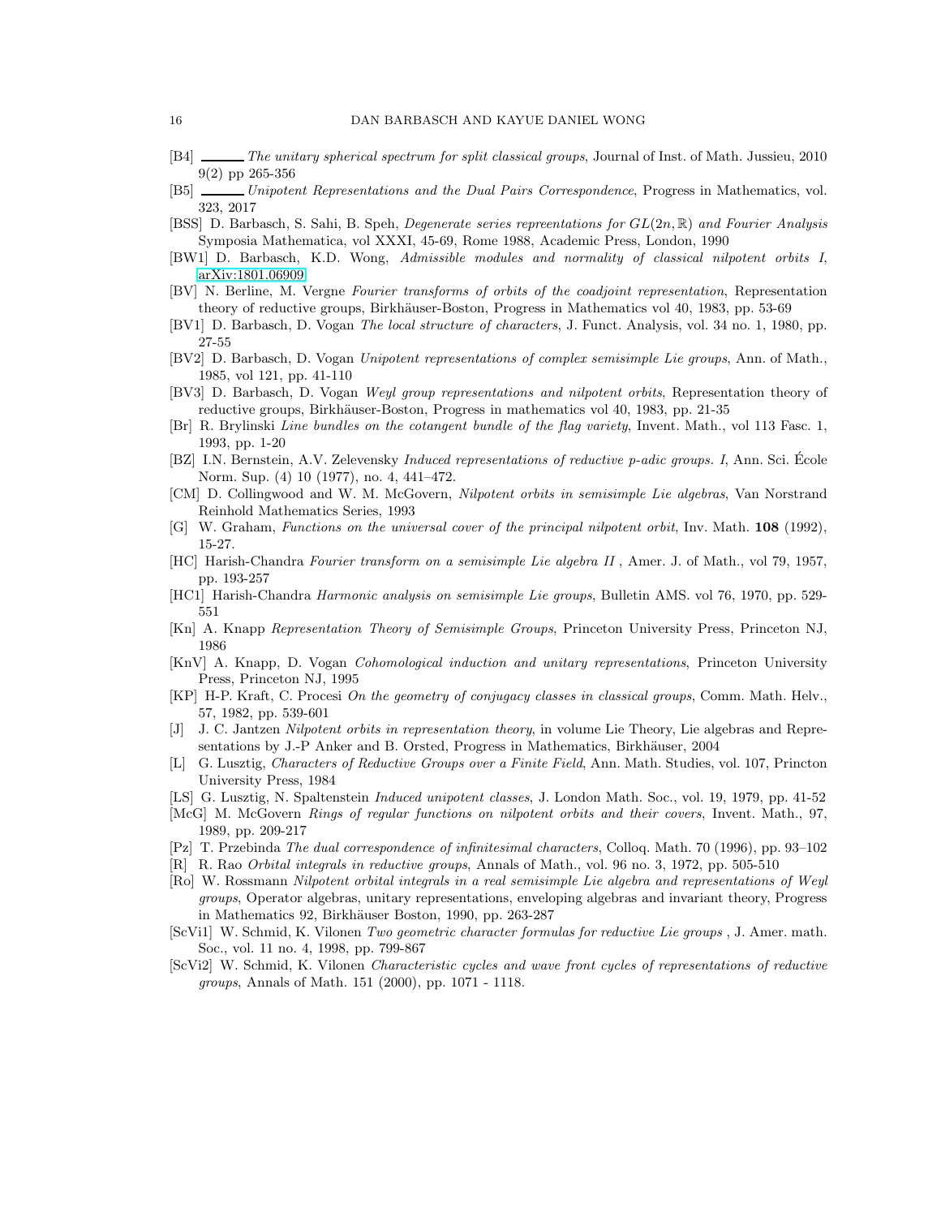[B4] ______ *The unitary spherical spectrum for split classical groups*, Journal of Inst. of Math. Jussieu, 2010 9(2) pp 265-356

[B5] ______ *Unipotent Representations and the Dual Pairs Correspondence*, Progress in Mathematics, vol. 323, 2017

[BSS] D. Barbasch, S. Sahi, B. Speh, *Degenerate series repreentations for $GL(2n, \mathbb{R})$ and Fourier Analysis* Symposia Mathematica, vol XXXI, 45-69, Rome 1988, Academic Press, London, 1990

[BW1] D. Barbasch, K.D. Wong, *Admissible modules and normality of classical nilpotent orbits I*, arXiv:1801.06909

[BV] N. Berline, M. Vergne *Fourier transforms of orbits of the coadjoint representation*, Representation theory of reductive groups, Birkhäuser-Boston, Progress in Mathematics vol 40, 1983, pp. 53-69

[BV1] D. Barbasch, D. Vogan *The local structure of characters*, J. Funct. Analysis, vol. 34 no. 1, 1980, pp. 27-55

[BV2] D. Barbasch, D. Vogan *Unipotent representations of complex semisimple Lie groups*, Ann. of Math., 1985, vol 121, pp. 41-110

[BV3] D. Barbasch, D. Vogan *Weyl group representations and nilpotent orbits*, Representation theory of reductive groups, Birkhäuser-Boston, Progress in mathematics vol 40, 1983, pp. 21-35

[Br] R. Brylinski *Line bundles on the cotangent bundle of the flag variety*, Invent. Math., vol 113 Fasc. 1, 1993, pp. 1-20

[BZ] I.N. Bernstein, A.V. Zelevensky *Induced representations of reductive p-adic groups. I*, Ann. Sci. École Norm. Sup. (4) 10 (1977), no. 4, 441–472.

[CM] D. Collingwood and W. M. McGovern, *Nilpotent orbits in semisimple Lie algebras*, Van Norstrand Reinhold Mathematics Series, 1993

[G] W. Graham, *Functions on the universal cover of the principal nilpotent orbit*, Inv. Math. **108** (1992), 15-27.

[HC] Harish-Chandra *Fourier transform on a semisimple Lie algebra II* , Amer. J. of Math., vol 79, 1957, pp. 193-257

[HC1] Harish-Chandra *Harmonic analysis on semisimple Lie groups*, Bulletin AMS. vol 76, 1970, pp. 529-551

[Kn] A. Knapp *Representation Theory of Semisimple Groups*, Princeton University Press, Princeton NJ, 1986

[KnV] A. Knapp, D. Vogan *Cohomological induction and unitary representations*, Princeton University Press, Princeton NJ, 1995

[KP] H-P. Kraft, C. Procesi *On the geometry of conjugacy classes in classical groups*, Comm. Math. Helv., 57, 1982, pp. 539-601

[J] J. C. Jantzen *Nilpotent orbits in representation theory*, in volume Lie Theory, Lie algebras and Representations by J.-P Anker and B. Orsted, Progress in Mathematics, Birkhäuser, 2004

[L] G. Lusztig, *Characters of Reductive Groups over a Finite Field*, Ann. Math. Studies, vol. 107, Princton University Press, 1984

[LS] G. Lusztig, N. Spaltenstein *Induced unipotent classes*, J. London Math. Soc., vol. 19, 1979, pp. 41-52

[McG] M. McGovern *Rings of regular functions on nilpotent orbits and their covers*, Invent. Math., 97, 1989, pp. 209-217

[Pz] T. Przebinda *The dual correspondence of infinitesimal characters*, Colloq. Math. 70 (1996), pp. 93–102

[R] R. Rao *Orbital integrals in reductive groups*, Annals of Math., vol. 96 no. 3, 1972, pp. 505-510

[Ro] W. Rossmann *Nilpotent orbital integrals in a real semisimple Lie algebra and representations of Weyl groups*, Operator algebras, unitary representations, enveloping algebras and invariant theory, Progress in Mathematics 92, Birkhäuser Boston, 1990, pp. 263-287

[ScVi1] W. Schmid, K. Vilonen *Two geometric character formulas for reductive Lie groups* , J. Amer. math. Soc., vol. 11 no. 4, 1998, pp. 799-867

[ScVi2] W. Schmid, K. Vilonen *Characteristic cycles and wave front cycles of representations of reductive groups*, Annals of Math. 151 (2000), pp. 1071 - 1118.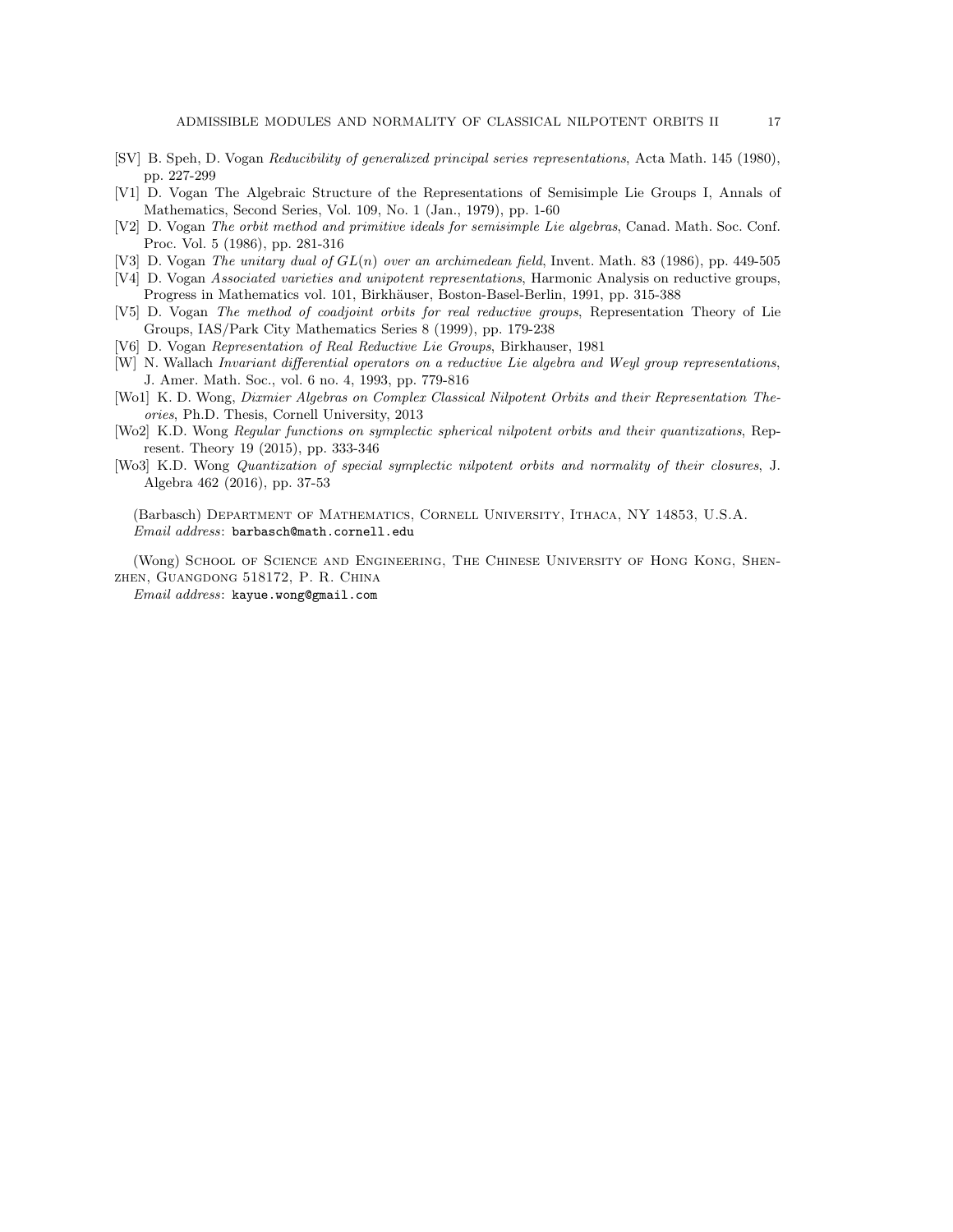- [SV] B. Speh, D. Vogan *Reducibility of generalized principal series representations*, Acta Math. 145 (1980), pp. 227-299
- [V1] D. Vogan The Algebraic Structure of the Representations of Semisimple Lie Groups I, Annals of Mathematics, Second Series, Vol. 109, No. 1 (Jan., 1979), pp. 1-60
- [V2] D. Vogan *The orbit method and primitive ideals for semisimple Lie algebras*, Canad. Math. Soc. Conf. Proc. Vol. 5 (1986), pp. 281-316
- [V3] D. Vogan *The unitary dual of $GL(n)$ over an archimedean field*, Invent. Math. 83 (1986), pp. 449-505
- [V4] D. Vogan *Associated varieties and unipotent representations*, Harmonic Analysis on reductive groups, Progress in Mathematics vol. 101, Birkhäuser, Boston-Basel-Berlin, 1991, pp. 315-388
- [V5] D. Vogan *The method of coadjoint orbits for real reductive groups*, Representation Theory of Lie Groups, IAS/Park City Mathematics Series 8 (1999), pp. 179-238
- [V6] D. Vogan *Representation of Real Reductive Lie Groups*, Birkhauser, 1981
- [W] N. Wallach *Invariant differential operators on a reductive Lie algebra and Weyl group representations*, J. Amer. Math. Soc., vol. 6 no. 4, 1993, pp. 779-816
- [Wo1] K. D. Wong, *Dixmier Algebras on Complex Classical Nilpotent Orbits and their Representation Theories*, Ph.D. Thesis, Cornell University, 2013
- [Wo2] K.D. Wong *Regular functions on symplectic spherical nilpotent orbits and their quantizations*, Represent. Theory 19 (2015), pp. 333-346
- [Wo3] K.D. Wong *Quantization of special symplectic nilpotent orbits and normality of their closures*, J. Algebra 462 (2016), pp. 37-53

(Barbasch) Department of Mathematics, Cornell University, Ithaca, NY 14853, U.S.A.
*Email address*: barbasch@math.cornell.edu

(Wong) School of Science and Engineering, The Chinese University of Hong Kong, Shenzhen, Guangdong 518172, P. R. China
*Email address*: kayue.wong@gmail.com